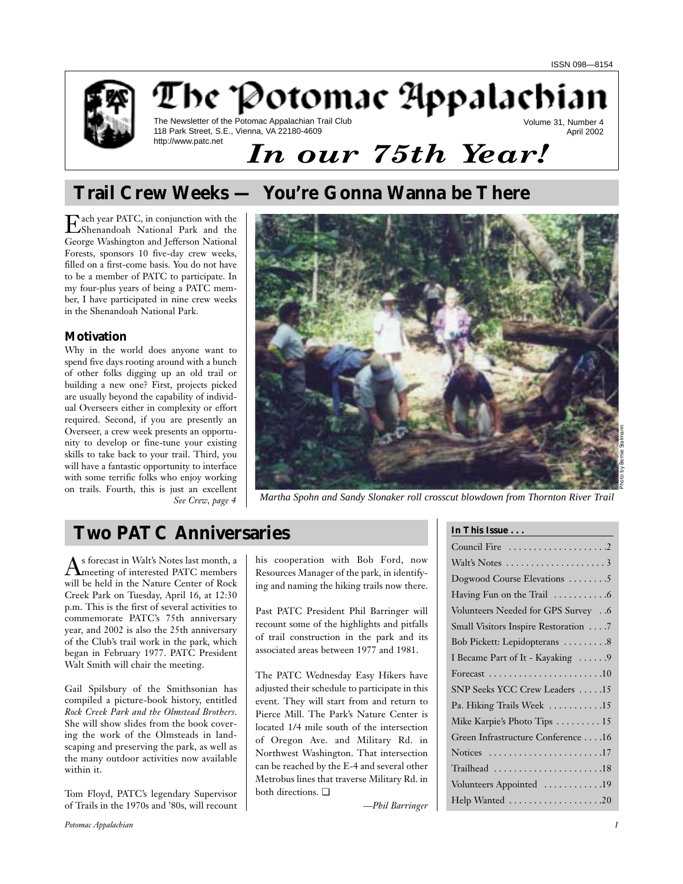ISSN 098—8154

# The Potomac Appalachian

The Newsletter of the Potomac Appalachian Trail Club
118 Park Street, S.E., Vienna, VA 22180-4609
http://www.patc.net

Volume 31, Number 4
April 2002

## *In our 75th Year!*

## Trail Crew Weeks — You're Gonna Wanna be There

Each year PATC, in conjunction with the Shenandoah National Park and the George Washington and Jefferson National Forests, sponsors 10 five-day crew weeks, filled on a first-come basis. You do not have to be a member of PATC to participate. In my four-plus years of being a PATC member, I have participated in nine crew weeks in the Shenandoah National Park.

### Motivation

Why in the world does anyone want to spend five days rooting around with a bunch of other folks digging up an old trail or building a new one? First, projects picked are usually beyond the capability of individual Overseers either in complexity or effort required. Second, if you are presently an Overseer, a crew week presents an opportunity to develop or fine-tune your existing skills to take back to your trail. Third, you will have a fantastic opportunity to interface with some terrific folks who enjoy working on trails. Fourth, this is just an excellent *See Crew, page 4*

Photo by Bernie Stalmann

*Martha Spohn and Sandy Slonaker roll crosscut blowdown from Thornton River Trail*

## Two PATC Anniversaries

As forecast in Walt's Notes last month, a meeting of interested PATC members will be held in the Nature Center of Rock Creek Park on Tuesday, April 16, at 12:30 p.m. This is the first of several activities to commemorate PATC's 75th anniversary year, and 2002 is also the 25th anniversary of the Club's trail work in the park, which began in February 1977. PATC President Walt Smith will chair the meeting.

Gail Spilsbury of the Smithsonian has compiled a picture-book history, entitled *Rock Creek Park and the Olmstead Brothers*. She will show slides from the book covering the work of the Olmsteads in landscaping and preserving the park, as well as the many outdoor activities now available within it.

Tom Floyd, PATC's legendary Supervisor of Trails in the 1970s and '80s, will recount his cooperation with Bob Ford, now Resources Manager of the park, in identifying and naming the hiking trails now there.

Past PATC President Phil Barringer will recount some of the highlights and pitfalls of trail construction in the park and its associated areas between 1977 and 1981.

The PATC Wednesday Easy Hikers have adjusted their schedule to participate in this event. They will start from and return to Pierce Mill. The Park's Nature Center is located 1/4 mile south of the intersection of Oregon Ave. and Military Rd. in Northwest Washington. That intersection can be reached by the E-4 and several other Metrobus lines that traverse Military Rd. in both directions. ❑

*—Phil Barringer*

### In This Issue . . .

| | |
|---|---|
| Council Fire | 2 |
| Walt's Notes | 3 |
| Dogwood Course Elevations | 5 |
| Having Fun on the Trail | 6 |
| Volunteers Needed for GPS Survey | 6 |
| Small Visitors Inspire Restoration | 7 |
| Bob Pickett: Lepidopterans | 8 |
| I Became Part of It - Kayaking | 9 |
| Forecast | 10 |
| SNP Seeks YCC Crew Leaders | 15 |
| Pa. Hiking Trails Week | 15 |
| Mike Karpie's Photo Tips | 15 |
| Green Infrastructure Conference | 16 |
| Notices | 17 |
| Trailhead | 18 |
| Volunteers Appointed | 19 |
| Help Wanted | 20 |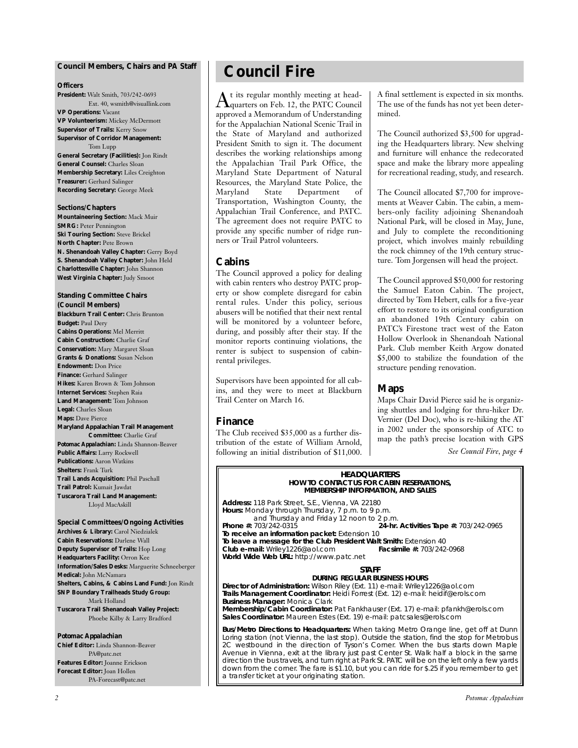## Council Members, Chairs and PA Staff

### Officers

**President:** Walt Smith, 703/242-0693 Ext. 40, wsmith@visuallink.com
**VP Operations:** Vacant
**VP Volunteerism:** Mickey McDermott
**Supervisor of Trails:** Kerry Snow
**Supervisor of Corridor Management:** Tom Lupp
**General Secretary (Facilities):** Jon Rindt
**General Counsel:** Charles Sloan
**Membership Secretary:** Liles Creighton
**Treasurer:** Gerhard Salinger
**Recording Secretary:** George Meek

### Sections/Chapters

**Mountaineering Section:** Mack Muir
**SMRG:** Peter Pennington
**Ski Touring Section:** Steve Brickel
**North Chapter:** Pete Brown
**N. Shenandoah Valley Chapter:** Gerry Boyd
**S. Shenandoah Valley Chapter:** John Held
**Charlottesville Chapter:** John Shannon
**West Virginia Chapter:** Judy Smoot

### Standing Committee Chairs (Council Members)

**Blackburn Trail Center:** Chris Brunton
**Budget:** Paul Dery
**Cabins Operations:** Mel Merritt
**Cabin Construction:** Charlie Graf
**Conservation:** Mary Margaret Sloan
**Grants & Donations:** Susan Nelson
**Endowment:** Don Price
**Finance:** Gerhard Salinger
**Hikes:** Karen Brown & Tom Johnson
**Internet Services:** Stephen Raia
**Land Management:** Tom Johnson
**Legal:** Charles Sloan
**Maps:** Dave Pierce
**Maryland Appalachian Trail Management Committee:** Charlie Graf
**Potomac Appalachian:** Linda Shannon-Beaver
**Public Affairs:** Larry Rockwell
**Publications:** Aaron Watkins
**Shelters:** Frank Turk
**Trail Lands Acquisition:** Phil Paschall
**Trail Patrol:** Kumait Jawdat
**Tuscarora Trail Land Management:** Lloyd MacAskill

### Special Committees/Ongoing Activities

**Archives & Library:** Carol Niedzialek
**Cabin Reservations:** Darlene Wall
**Deputy Supervisor of Trails:** Hop Long
**Headquarters Facility:** Orron Kee
**Information/Sales Desks:** Marguerite Schneeberger
**Medical:** John McNamara
**Shelters, Cabins, & Cabins Land Fund:** Jon Rindt
**SNP Boundary Trailheads Study Group:** Mark Holland
**Tuscarora Trail Shenandoah Valley Project:** Phoebe Kilby & Larry Bradford

### Potomac Appalachian

**Chief Editor:** Linda Shannon-Beaver PA@patc.net
**Features Editor:** Joanne Erickson
**Forecast Editor:** Joan Hollen PA-Forecast@patc.net

# Council Fire

At its regular monthly meeting at headquarters on Feb. 12, the PATC Council approved a Memorandum of Understanding for the Appalachian National Scenic Trail in the State of Maryland and authorized President Smith to sign it. The document describes the working relationships among the Appalachian Trail Park Office, the Maryland State Department of Natural Resources, the Maryland State Police, the Maryland State Department of Transportation, Washington County, the Appalachian Trail Conference, and PATC. The agreement does not require PATC to provide any specific number of ridge runners or Trail Patrol volunteers.

## Cabins

The Council approved a policy for dealing with cabin renters who destroy PATC property or show complete disregard for cabin rental rules. Under this policy, serious abusers will be notified that their next rental will be monitored by a volunteer before, during, and possibly after their stay. If the monitor reports continuing violations, the renter is subject to suspension of cabin-rental privileges.

Supervisors have been appointed for all cabins, and they were to meet at Blackburn Trail Center on March 16.

## Finance

The Club received $35,000 as a further distribution of the estate of William Arnold, following an initial distribution of $11,000. A final settlement is expected in six months. The use of the funds has not yet been determined.

The Council authorized $3,500 for upgrading the Headquarters library. New shelving and furniture will enhance the redecorated space and make the library more appealing for recreational reading, study, and research.

The Council allocated $7,700 for improvements at Weaver Cabin. The cabin, a members-only facility adjoining Shenandoah National Park, will be closed in May, June, and July to complete the reconditioning project, which involves mainly rebuilding the rock chimney of the 19th century structure. Tom Jorgensen will head the project.

The Council approved $50,000 for restoring the Samuel Eaton Cabin. The project, directed by Tom Hebert, calls for a five-year effort to restore to its original configuration an abandoned 19th Century cabin on PATC's Firestone tract west of the Eaton Hollow Overlook in Shenandoah National Park. Club member Keith Argow donated $5,000 to stabilize the foundation of the structure pending renovation.

## Maps

Maps Chair David Pierce said he is organizing shuttles and lodging for thru-hiker Dr. Vernier (Del Doc), who is re-hiking the AT in 2002 under the sponsorship of ATC to map the path's precise location with GPS

*See Council Fire, page 4*

---

**HEADQUARTERS**
**HOW TO CONTACT US FOR CABIN RESERVATIONS, MEMBERSHIP INFORMATION, AND SALES**

**Address:** 118 Park Street, S.E., Vienna, VA 22180
**Hours:** Monday through Thursday, 7 p.m. to 9 p.m. and Thursday and Friday 12 noon to 2 p.m.
**Phone #:** 703/242-0315 **24-hr. Activities Tape #:** 703/242-0965
**To receive an information packet:** Extension 10
**To leave a message for the Club President Walt Smith:** Extension 40
**Club e-mail:** Wriley1226@aol.com **Facsimile #:** 703/242-0968
**World Wide Web URL:** http://www.patc.net

**STAFF**
**DURING REGULAR BUSINESS HOURS**

**Director of Administration:** Wilson Riley (Ext. 11) e-mail: Wriley1226@aol.com
**Trails Management Coordinator:** Heidi Forrest (Ext. 12) e-mail: heidif@erols.com
**Business Manager:** Monica Clark
**Membership/Cabin Coordinator:** Pat Fankhauser (Ext. 17) e-mail: pfankh@erols.com
**Sales Coordinator:** Maureen Estes (Ext. 19) e-mail: patcsales@erols.com

**Bus/Metro Directions to Headquarters:** When taking Metro Orange line, get off at Dunn Loring station (not Vienna, the last stop). Outside the station, find the stop for Metrobus 2C westbound in the direction of Tyson's Corner. When the bus starts down Maple Avenue in Vienna, exit at the library just past Center St. Walk half a block in the same direction the bus travels, and turn right at Park St. PATC will be on the left only a few yards down from the corner. The fare is $1.10, but you can ride for $.25 if you remember to get a transfer ticket at your originating station.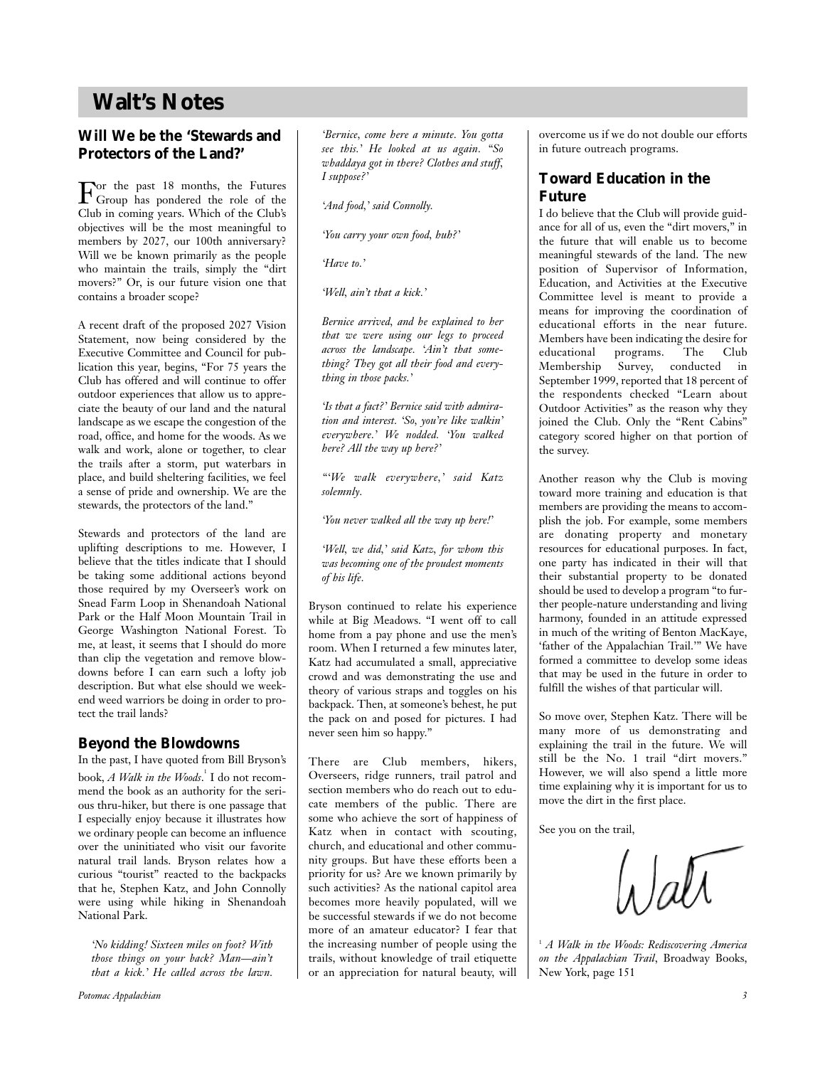# Walt's Notes

## Will We be the 'Stewards and Protectors of the Land?'

For the past 18 months, the Futures Group has pondered the role of the Club in coming years. Which of the Club's objectives will be the most meaningful to members by 2027, our 100th anniversary? Will we be known primarily as the people who maintain the trails, simply the "dirt movers?" Or, is our future vision one that contains a broader scope?

A recent draft of the proposed 2027 Vision Statement, now being considered by the Executive Committee and Council for publication this year, begins, "For 75 years the Club has offered and will continue to offer outdoor experiences that allow us to appreciate the beauty of our land and the natural landscape as we escape the congestion of the road, office, and home for the woods. As we walk and work, alone or together, to clear the trails after a storm, put waterbars in place, and build sheltering facilities, we feel a sense of pride and ownership. We are the stewards, the protectors of the land."

Stewards and protectors of the land are uplifting descriptions to me. However, I believe that the titles indicate that I should be taking some additional actions beyond those required by my Overseer's work on Snead Farm Loop in Shenandoah National Park or the Half Moon Mountain Trail in George Washington National Forest. To me, at least, it seems that I should do more than clip the vegetation and remove blowdowns before I can earn such a lofty job description. But what else should we weekend weed warriors be doing in order to protect the trail lands?

## Beyond the Blowdowns

In the past, I have quoted from Bill Bryson's book, *A Walk in the Woods*.[1] I do not recommend the book as an authority for the serious thru-hiker, but there is one passage that I especially enjoy because it illustrates how we ordinary people can become an influence over the uninitiated who visit our favorite natural trail lands. Bryson relates how a curious "tourist" reacted to the backpacks that he, Stephen Katz, and John Connolly were using while hiking in Shenandoah National Park.

> *'No kidding! Sixteen miles on foot? With those things on your back? Man—ain't that a kick.' He called across the lawn. 'Bernice, come here a minute. You gotta see this.' He looked at us again. "So whaddaya got in there? Clothes and stuff, I suppose?'*
>
> *'And food,' said Connolly.*
>
> *'You carry your own food, huh?'*
>
> *'Have to.'*
>
> *'Well, ain't that a kick.'*
>
> *Bernice arrived, and he explained to her that we were using our legs to proceed across the landscape. 'Ain't that something? They got all their food and everything in those packs.'*
>
> *'Is that a fact?' Bernice said with admiration and interest. 'So, you're like walkin' everywhere.' We nodded. 'You walked here? All the way up here?'*
>
> *"'We walk everywhere,' said Katz solemnly.*
>
> *'You never walked all the way up here!'*
>
> *'Well, we did,' said Katz, for whom this was becoming one of the proudest moments of his life.*

Bryson continued to relate his experience while at Big Meadows. "I went off to call home from a pay phone and use the men's room. When I returned a few minutes later, Katz had accumulated a small, appreciative crowd and was demonstrating the use and theory of various straps and toggles on his backpack. Then, at someone's behest, he put the pack on and posed for pictures. I had never seen him so happy."

There are Club members, hikers, Overseers, ridge runners, trail patrol and section members who do reach out to educate members of the public. There are some who achieve the sort of happiness of Katz when in contact with scouting, church, and educational and other community groups. But have these efforts been a priority for us? Are we known primarily by such activities? As the national capitol area becomes more heavily populated, will we be successful stewards if we do not become more of an amateur educator? I fear that the increasing number of people using the trails, without knowledge of trail etiquette or an appreciation for natural beauty, will overcome us if we do not double our efforts in future outreach programs.

## Toward Education in the Future

I do believe that the Club will provide guidance for all of us, even the "dirt movers," in the future that will enable us to become meaningful stewards of the land. The new position of Supervisor of Information, Education, and Activities at the Executive Committee level is meant to provide a means for improving the coordination of educational efforts in the near future. Members have been indicating the desire for educational programs. The Club Membership Survey, conducted in September 1999, reported that 18 percent of the respondents checked "Learn about Outdoor Activities" as the reason why they joined the Club. Only the "Rent Cabins" category scored higher on that portion of the survey.

Another reason why the Club is moving toward more training and education is that members are providing the means to accomplish the job. For example, some members are donating property and monetary resources for educational purposes. In fact, one party has indicated in their will that their substantial property to be donated should be used to develop a program "to further people-nature understanding and living harmony, founded in an attitude expressed in much of the writing of Benton MacKaye, 'father of the Appalachian Trail.'" We have formed a committee to develop some ideas that may be used in the future in order to fulfill the wishes of that particular will.

So move over, Stephen Katz. There will be many more of us demonstrating and explaining the trail in the future. We will still be the No. 1 trail "dirt movers." However, we will also spend a little more time explaining why it is important for us to move the dirt in the first place.

See you on the trail,

Walt

[1] *A Walk in the Woods: Rediscovering America on the Appalachian Trail*, Broadway Books, New York, page 151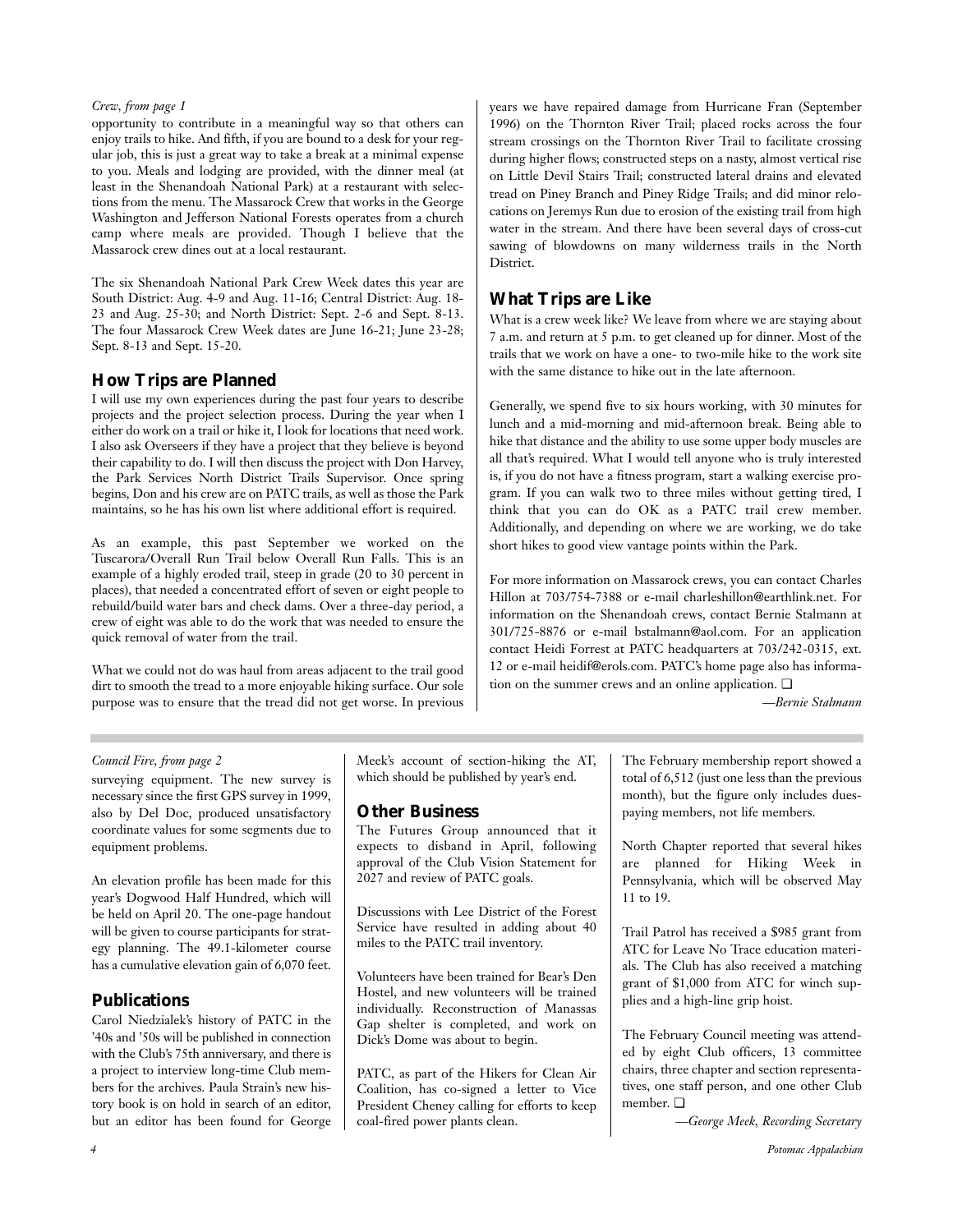*Crew, from page 1*

opportunity to contribute in a meaningful way so that others can enjoy trails to hike. And fifth, if you are bound to a desk for your regular job, this is just a great way to take a break at a minimal expense to you. Meals and lodging are provided, with the dinner meal (at least in the Shenandoah National Park) at a restaurant with selections from the menu. The Massarock Crew that works in the George Washington and Jefferson National Forests operates from a church camp where meals are provided. Though I believe that the Massarock crew dines out at a local restaurant.

The six Shenandoah National Park Crew Week dates this year are South District: Aug. 4-9 and Aug. 11-16; Central District: Aug. 18-23 and Aug. 25-30; and North District: Sept. 2-6 and Sept. 8-13. The four Massarock Crew Week dates are June 16-21; June 23-28; Sept. 8-13 and Sept. 15-20.

## How Trips are Planned

I will use my own experiences during the past four years to describe projects and the project selection process. During the year when I either do work on a trail or hike it, I look for locations that need work. I also ask Overseers if they have a project that they believe is beyond their capability to do. I will then discuss the project with Don Harvey, the Park Services North District Trails Supervisor. Once spring begins, Don and his crew are on PATC trails, as well as those the Park maintains, so he has his own list where additional effort is required.

As an example, this past September we worked on the Tuscarora/Overall Run Trail below Overall Run Falls. This is an example of a highly eroded trail, steep in grade (20 to 30 percent in places), that needed a concentrated effort of seven or eight people to rebuild/build water bars and check dams. Over a three-day period, a crew of eight was able to do the work that was needed to ensure the quick removal of water from the trail.

What we could not do was haul from areas adjacent to the trail good dirt to smooth the tread to a more enjoyable hiking surface. Our sole purpose was to ensure that the tread did not get worse. In previous years we have repaired damage from Hurricane Fran (September 1996) on the Thornton River Trail; placed rocks across the four stream crossings on the Thornton River Trail to facilitate crossing during higher flows; constructed steps on a nasty, almost vertical rise on Little Devil Stairs Trail; constructed lateral drains and elevated tread on Piney Branch and Piney Ridge Trails; and did minor relocations on Jeremys Run due to erosion of the existing trail from high water in the stream. And there have been several days of cross-cut sawing of blowdowns on many wilderness trails in the North District.

## What Trips are Like

What is a crew week like? We leave from where we are staying about 7 a.m. and return at 5 p.m. to get cleaned up for dinner. Most of the trails that we work on have a one- to two-mile hike to the work site with the same distance to hike out in the late afternoon.

Generally, we spend five to six hours working, with 30 minutes for lunch and a mid-morning and mid-afternoon break. Being able to hike that distance and the ability to use some upper body muscles are all that's required. What I would tell anyone who is truly interested is, if you do not have a fitness program, start a walking exercise program. If you can walk two to three miles without getting tired, I think that you can do OK as a PATC trail crew member. Additionally, and depending on where we are working, we do take short hikes to good view vantage points within the Park.

For more information on Massarock crews, you can contact Charles Hillon at 703/754-7388 or e-mail charleshillon@earthlink.net. For information on the Shenandoah crews, contact Bernie Stalmann at 301/725-8876 or e-mail bstalmann@aol.com. For an application contact Heidi Forrest at PATC headquarters at 703/242-0315, ext. 12 or e-mail heidif@erols.com. PATC's home page also has information on the summer crews and an online application. ❑

*—Bernie Stalmann*

---

*Council Fire, from page 2*

surveying equipment. The new survey is necessary since the first GPS survey in 1999, also by Del Doc, produced unsatisfactory coordinate values for some segments due to equipment problems.

An elevation profile has been made for this year's Dogwood Half Hundred, which will be held on April 20. The one-page handout will be given to course participants for strategy planning. The 49.1-kilometer course has a cumulative elevation gain of 6,070 feet.

## Publications

Carol Niedzialek's history of PATC in the '40s and '50s will be published in connection with the Club's 75th anniversary, and there is a project to interview long-time Club members for the archives. Paula Strain's new history book is on hold in search of an editor, but an editor has been found for George Meek's account of section-hiking the AT, which should be published by year's end.

## Other Business

The Futures Group announced that it expects to disband in April, following approval of the Club Vision Statement for 2027 and review of PATC goals.

Discussions with Lee District of the Forest Service have resulted in adding about 40 miles to the PATC trail inventory.

Volunteers have been trained for Bear's Den Hostel, and new volunteers will be trained individually. Reconstruction of Manassas Gap shelter is completed, and work on Dick's Dome was about to begin.

PATC, as part of the Hikers for Clean Air Coalition, has co-signed a letter to Vice President Cheney calling for efforts to keep coal-fired power plants clean.

The February membership report showed a total of 6,512 (just one less than the previous month), but the figure only includes dues-paying members, not life members.

North Chapter reported that several hikes are planned for Hiking Week in Pennsylvania, which will be observed May 11 to 19.

Trail Patrol has received a $985 grant from ATC for Leave No Trace education materials. The Club has also received a matching grant of $1,000 from ATC for winch supplies and a high-line grip hoist.

The February Council meeting was attended by eight Club officers, 13 committee chairs, three chapter and section representatives, one staff person, and one other Club member. ❑

*—George Meek, Recording Secretary*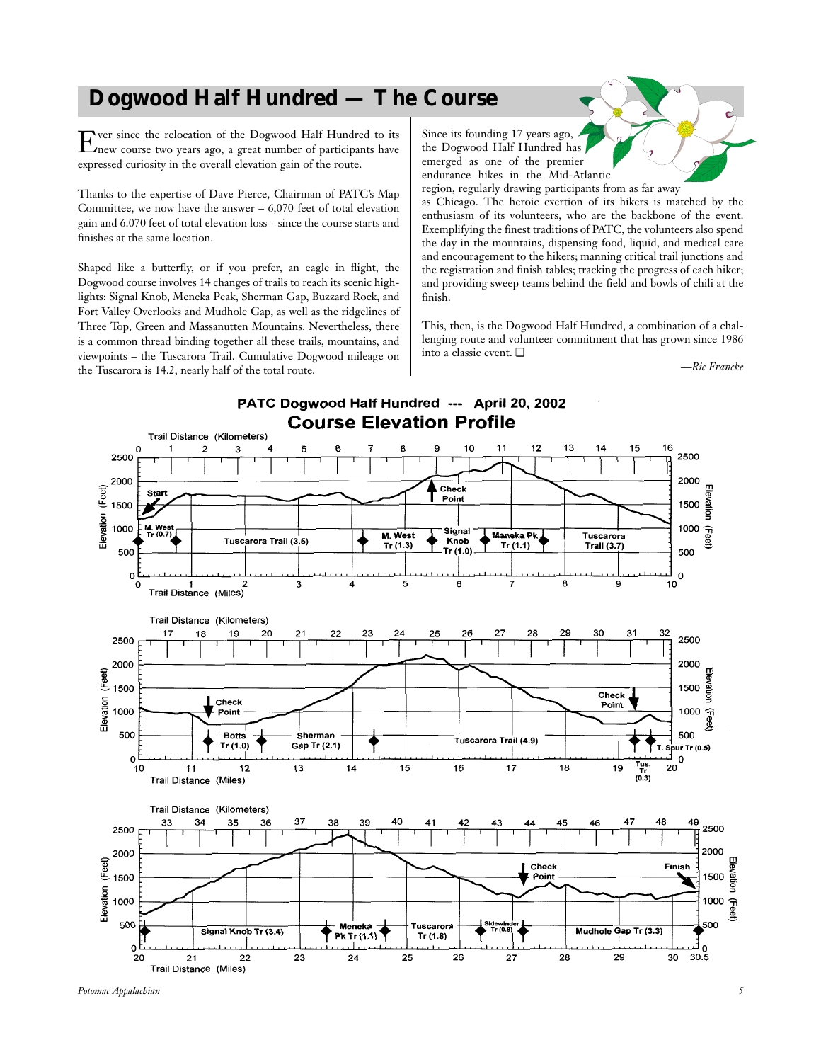# Dogwood Half Hundred — The Course

Ever since the relocation of the Dogwood Half Hundred to its new course two years ago, a great number of participants have expressed curiosity in the overall elevation gain of the route.

Thanks to the expertise of Dave Pierce, Chairman of PATC's Map Committee, we now have the answer – 6,070 feet of total elevation gain and 6.070 feet of total elevation loss – since the course starts and finishes at the same location.

Shaped like a butterfly, or if you prefer, an eagle in flight, the Dogwood course involves 14 changes of trails to reach its scenic highlights: Signal Knob, Meneka Peak, Sherman Gap, Buzzard Rock, and Fort Valley Overlooks and Mudhole Gap, as well as the ridgelines of Three Top, Green and Massanutten Mountains. Nevertheless, there is a common thread binding together all these trails, mountains, and viewpoints – the Tuscarora Trail. Cumulative Dogwood mileage on the Tuscarora is 14.2, nearly half of the total route.

Since its founding 17 years ago, the Dogwood Half Hundred has emerged as one of the premier endurance hikes in the Mid-Atlantic region, regularly drawing participants from as far away as Chicago. The heroic exertion of its hikers is matched by the enthusiasm of its volunteers, who are the backbone of the event. Exemplifying the finest traditions of PATC, the volunteers also spend the day in the mountains, dispensing food, liquid, and medical care and encouragement to the hikers; manning critical trail junctions and the registration and finish tables; tracking the progress of each hiker; and providing sweep teams behind the field and bowls of chili at the finish.

This, then, is the Dogwood Half Hundred, a combination of a challenging route and volunteer commitment that has grown since 1986 into a classic event. ❑

*—Ric Francke*

**PATC Dogwood Half Hundred --- April 20, 2002**

**Course Elevation Profile**

Miles 0–10: Start; M. West Tr (0.7); Tuscarora Trail (3.5); M. West Tr (1.3); Signal Knob Tr (1.0); Check Point; Meneka Pk Tr (1.1); Tuscarora Trail (3.7)

Miles 10–20: Check Point; Botts Tr (1.0); Sherman Gap Tr (2.1); Tuscarora Trail (4.9); Check Point; Tus. Tr (0.3); T. Spur Tr (0.5)

Miles 20–30.5: Signal Knob Tr (3.4); Meneka Pk Tr (1.1); Tuscarora Tr (1.8); Sidewinder Tr (0.8); Check Point; Mudhole Gap Tr (3.3); Finish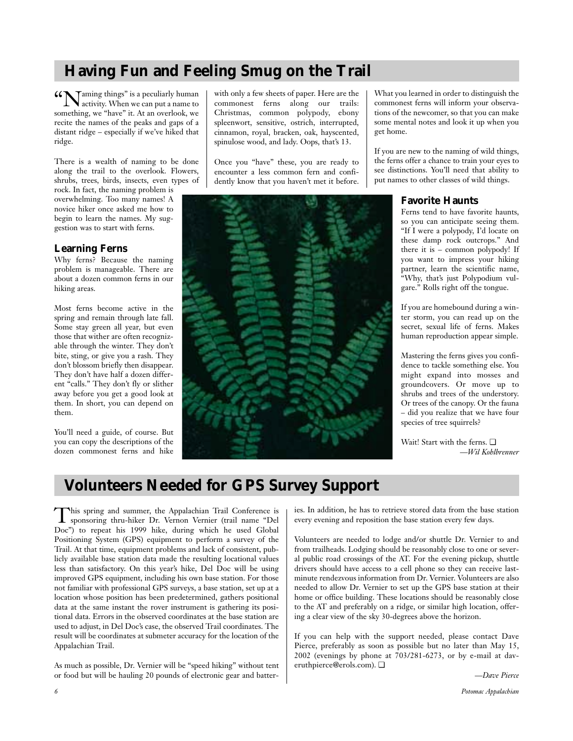## Having Fun and Feeling Smug on the Trail

"Naming things" is a peculiarly human activity. When we can put a name to something, we "have" it. At an overlook, we recite the names of the peaks and gaps of a distant ridge – especially if we've hiked that ridge.

There is a wealth of naming to be done along the trail to the overlook. Flowers, shrubs, trees, birds, insects, even types of rock. In fact, the naming problem is overwhelming. Too many names! A novice hiker once asked me how to begin to learn the names. My suggestion was to start with ferns.

### Learning Ferns

Why ferns? Because the naming problem is manageable. There are about a dozen common ferns in our hiking areas.

Most ferns become active in the spring and remain through late fall. Some stay green all year, but even those that wither are often recognizable through the winter. They don't bite, sting, or give you a rash. They don't blossom briefly then disappear. They don't have half a dozen different "calls." They don't fly or slither away before you get a good look at them. In short, you can depend on them.

You'll need a guide, of course. But you can copy the descriptions of the dozen commonest ferns and hike with only a few sheets of paper. Here are the commonest ferns along our trails: Christmas, common polypody, ebony spleenwort, sensitive, ostrich, interrupted, cinnamon, royal, bracken, oak, hayscented, spinulose wood, and lady. Oops, that's 13.

Once you "have" these, you are ready to encounter a less common fern and confidently know that you haven't met it before. What you learned in order to distinguish the commonest ferns will inform your observations of the newcomer, so that you can make some mental notes and look it up when you get home.

If you are new to the naming of wild things, the ferns offer a chance to train your eyes to see distinctions. You'll need that ability to put names to other classes of wild things.

### Favorite Haunts

Ferns tend to have favorite haunts, so you can anticipate seeing them. "If I were a polypody, I'd locate on these damp rock outcrops." And there it is – common polypody! If you want to impress your hiking partner, learn the scientific name, "Why, that's just Polypodium vulgare." Rolls right off the tongue.

If you are homebound during a winter storm, you can read up on the secret, sexual life of ferns. Makes human reproduction appear simple.

Mastering the ferns gives you confidence to tackle something else. You might expand into mosses and groundcovers. Or move up to shrubs and trees of the understory. Or trees of the canopy. Or the fauna – did you realize that we have four species of tree squirrels?

Wait! Start with the ferns. ❑

*—Wil Kohlbrenner*

## Volunteers Needed for GPS Survey Support

This spring and summer, the Appalachian Trail Conference is sponsoring thru-hiker Dr. Vernon Vernier (trail name "Del Doc") to repeat his 1999 hike, during which he used Global Positioning System (GPS) equipment to perform a survey of the Trail. At that time, equipment problems and lack of consistent, publicly available base station data made the resulting locational values less than satisfactory. On this year's hike, Del Doc will be using improved GPS equipment, including his own base station. For those not familiar with professional GPS surveys, a base station, set up at a location whose position has been predetermined, gathers positional data at the same instant the rover instrument is gathering its positional data. Errors in the observed coordinates at the base station are used to adjust, in Del Doc's case, the observed Trail coordinates. The result will be coordinates at submeter accuracy for the location of the Appalachian Trail.

As much as possible, Dr. Vernier will be "speed hiking" without tent or food but will be hauling 20 pounds of electronic gear and batteries. In addition, he has to retrieve stored data from the base station every evening and reposition the base station every few days.

Volunteers are needed to lodge and/or shuttle Dr. Vernier to and from trailheads. Lodging should be reasonably close to one or several public road crossings of the AT. For the evening pickup, shuttle drivers should have access to a cell phone so they can receive last-minute rendezvous information from Dr. Vernier. Volunteers are also needed to allow Dr. Vernier to set up the GPS base station at their home or office building. These locations should be reasonably close to the AT and preferably on a ridge, or similar high location, offering a clear view of the sky 30-degrees above the horizon.

If you can help with the support needed, please contact Dave Pierce, preferably as soon as possible but no later than May 15, 2002 (evenings by phone at 703/281-6273, or by e-mail at daveruthpierce@erols.com). ❑

*—Dave Pierce*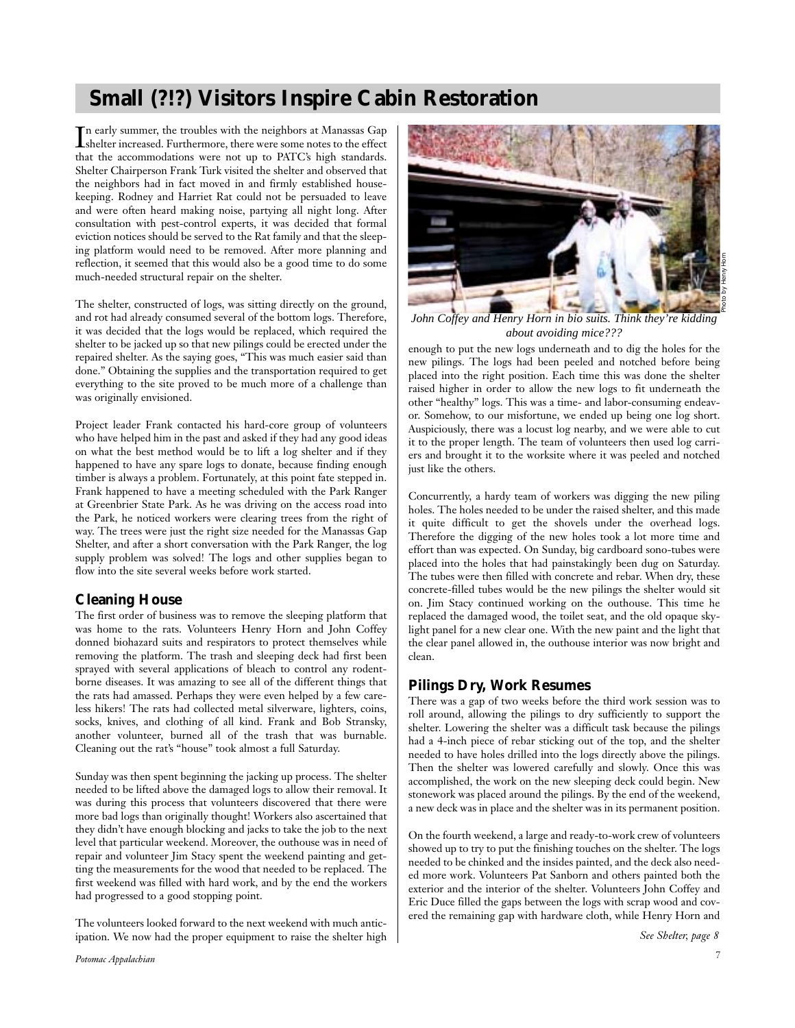# Small (?!?) Visitors Inspire Cabin Restoration

In early summer, the troubles with the neighbors at Manassas Gap shelter increased. Furthermore, there were some notes to the effect that the accommodations were not up to PATC's high standards. Shelter Chairperson Frank Turk visited the shelter and observed that the neighbors had in fact moved in and firmly established housekeeping. Rodney and Harriet Rat could not be persuaded to leave and were often heard making noise, partying all night long. After consultation with pest-control experts, it was decided that formal eviction notices should be served to the Rat family and that the sleeping platform would need to be removed. After more planning and reflection, it seemed that this would also be a good time to do some much-needed structural repair on the shelter.

The shelter, constructed of logs, was sitting directly on the ground, and rot had already consumed several of the bottom logs. Therefore, it was decided that the logs would be replaced, which required the shelter to be jacked up so that new pilings could be erected under the repaired shelter. As the saying goes, "This was much easier said than done." Obtaining the supplies and the transportation required to get everything to the site proved to be much more of a challenge than was originally envisioned.

Project leader Frank contacted his hard-core group of volunteers who have helped him in the past and asked if they had any good ideas on what the best method would be to lift a log shelter and if they happened to have any spare logs to donate, because finding enough timber is always a problem. Fortunately, at this point fate stepped in. Frank happened to have a meeting scheduled with the Park Ranger at Greenbrier State Park. As he was driving on the access road into the Park, he noticed workers were clearing trees from the right of way. The trees were just the right size needed for the Manassas Gap Shelter, and after a short conversation with the Park Ranger, the log supply problem was solved! The logs and other supplies began to flow into the site several weeks before work started.

## Cleaning House

The first order of business was to remove the sleeping platform that was home to the rats. Volunteers Henry Horn and John Coffey donned biohazard suits and respirators to protect themselves while removing the platform. The trash and sleeping deck had first been sprayed with several applications of bleach to control any rodent-borne diseases. It was amazing to see all of the different things that the rats had amassed. Perhaps they were even helped by a few careless hikers! The rats had collected metal silverware, lighters, coins, socks, knives, and clothing of all kind. Frank and Bob Stransky, another volunteer, burned all of the trash that was burnable. Cleaning out the rat's "house" took almost a full Saturday.

Sunday was then spent beginning the jacking up process. The shelter needed to be lifted above the damaged logs to allow their removal. It was during this process that volunteers discovered that there were more bad logs than originally thought! Workers also ascertained that they didn't have enough blocking and jacks to take the job to the next level that particular weekend. Moreover, the outhouse was in need of repair and volunteer Jim Stacy spent the weekend painting and getting the measurements for the wood that needed to be replaced. The first weekend was filled with hard work, and by the end the workers had progressed to a good stopping point.

The volunteers looked forward to the next weekend with much anticipation. We now had the proper equipment to raise the shelter high enough to put the new logs underneath and to dig the holes for the new pilings. The logs had been peeled and notched before being placed into the right position. Each time this was done the shelter raised higher in order to allow the new logs to fit underneath the other "healthy" logs. This was a time- and labor-consuming endeavor. Somehow, to our misfortune, we ended up being one log short. Auspiciously, there was a locust log nearby, and we were able to cut it to the proper length. The team of volunteers then used log carriers and brought it to the worksite where it was peeled and notched just like the others.

*Photo by Henry Horn*

*John Coffey and Henry Horn in bio suits. Think they're kidding about avoiding mice???*

Concurrently, a hardy team of workers was digging the new piling holes. The holes needed to be under the raised shelter, and this made it quite difficult to get the shovels under the overhead logs. Therefore the digging of the new holes took a lot more time and effort than was expected. On Sunday, big cardboard sono-tubes were placed into the holes that had painstakingly been dug on Saturday. The tubes were then filled with concrete and rebar. When dry, these concrete-filled tubes would be the new pilings the shelter would sit on. Jim Stacy continued working on the outhouse. This time he replaced the damaged wood, the toilet seat, and the old opaque skylight panel for a new clear one. With the new paint and the light that the clear panel allowed in, the outhouse interior was now bright and clean.

## Pilings Dry, Work Resumes

There was a gap of two weeks before the third work session was to roll around, allowing the pilings to dry sufficiently to support the shelter. Lowering the shelter was a difficult task because the pilings had a 4-inch piece of rebar sticking out of the top, and the shelter needed to have holes drilled into the logs directly above the pilings. Then the shelter was lowered carefully and slowly. Once this was accomplished, the work on the new sleeping deck could begin. New stonework was placed around the pilings. By the end of the weekend, a new deck was in place and the shelter was in its permanent position.

On the fourth weekend, a large and ready-to-work crew of volunteers showed up to try to put the finishing touches on the shelter. The logs needed to be chinked and the insides painted, and the deck also needed more work. Volunteers Pat Sanborn and others painted both the exterior and the interior of the shelter. Volunteers John Coffey and Eric Duce filled the gaps between the logs with scrap wood and covered the remaining gap with hardware cloth, while Henry Horn and

*See Shelter, page 8*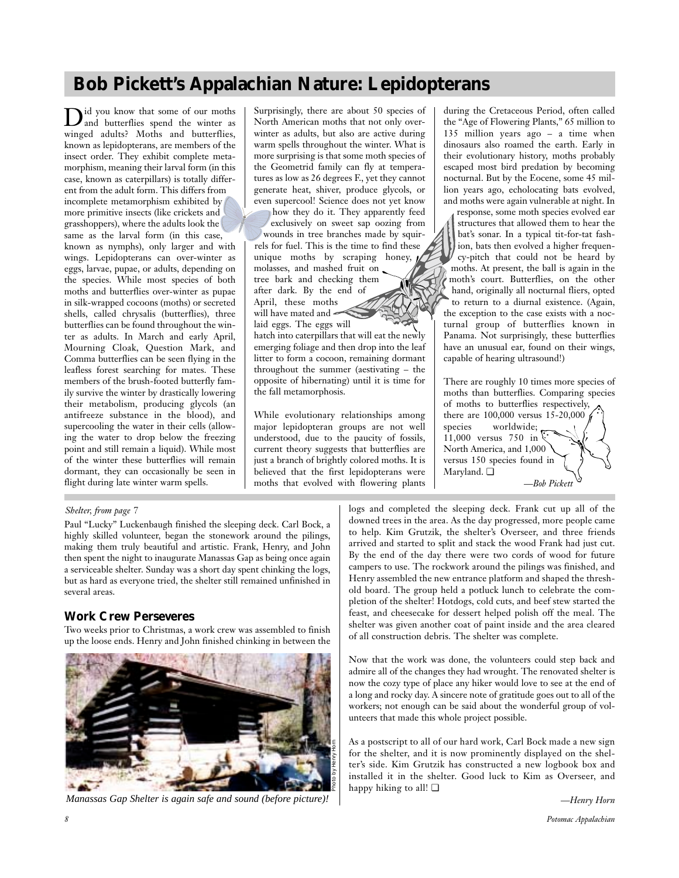## Bob Pickett's Appalachian Nature: Lepidopterans

Did you know that some of our moths and butterflies spend the winter as winged adults? Moths and butterflies, known as lepidopterans, are members of the insect order. They exhibit complete metamorphism, meaning their larval form (in this case, known as caterpillars) is totally different from the adult form. This differs from incomplete metamorphism exhibited by more primitive insects (like crickets and grasshoppers), where the adults look the same as the larval form (in this case, known as nymphs), only larger and with wings. Lepidopterans can over-winter as eggs, larvae, pupae, or adults, depending on the species. While most species of both moths and butterflies over-winter as pupae in silk-wrapped cocoons (moths) or secreted shells, called chrysalis (butterflies), three butterflies can be found throughout the winter as adults. In March and early April, Mourning Cloak, Question Mark, and Comma butterflies can be seen flying in the leafless forest searching for mates. These members of the brush-footed butterfly family survive the winter by drastically lowering their metabolism, producing glycols (an antifreeze substance in the blood), and supercooling the water in their cells (allowing the water to drop below the freezing point and still remain a liquid). While most of the winter these butterflies will remain dormant, they can occasionally be seen in flight during late winter warm spells.

Surprisingly, there are about 50 species of North American moths that not only overwinter as adults, but also are active during warm spells throughout the winter. What is more surprising is that some moth species of the Geometrid family can fly at temperatures as low as 26 degrees F., yet they cannot generate heat, shiver, produce glycols, or even supercool! Science does not yet know how they do it. They apparently feed exclusively on sweet sap oozing from wounds in tree branches made by squirrels for fuel. This is the time to find these unique moths by scraping honey, molasses, and mashed fruit on tree bark and checking them after dark. By the end of April, these moths will have mated and laid eggs. The eggs will hatch into caterpillars that will eat the newly emerging foliage and then drop into the leaf litter to form a cocoon, remaining dormant throughout the summer (aestivating – the opposite of hibernating) until it is time for the fall metamorphosis.

While evolutionary relationships among major lepidopteran groups are not well understood, due to the paucity of fossils, current theory suggests that butterflies are just a branch of brightly colored moths. It is believed that the first lepidopterans were moths that evolved with flowering plants during the Cretaceous Period, often called the "Age of Flowering Plants," 65 million to 135 million years ago – a time when dinosaurs also roamed the earth. Early in their evolutionary history, moths probably escaped most bird predation by becoming nocturnal. But by the Eocene, some 45 million years ago, echolocating bats evolved, and moths were again vulnerable at night. In response, some moth species evolved ear structures that allowed them to hear the bat's sonar. In a typical tit-for-tat fashion, bats then evolved a higher frequency-pitch that could not be heard by moths. At present, the ball is again in the moth's court. Butterflies, on the other hand, originally all nocturnal fliers, opted to return to a diurnal existence. (Again, the exception to the case exists with a nocturnal group of butterflies known in Panama. Not surprisingly, these butterflies have an unusual ear, found on their wings, capable of hearing ultrasound!)

There are roughly 10 times more species of moths than butterflies. Comparing species of moths to butterflies respectively, there are 100,000 versus 15-20,000 species worldwide; 11,000 versus 750 in North America, and 1,000 versus 150 species found in Maryland. ❑

*—Bob Pickett*

---

*Shelter, from page 7*

Paul "Lucky" Luckenbaugh finished the sleeping deck. Carl Bock, a highly skilled volunteer, began the stonework around the pilings, making them truly beautiful and artistic. Frank, Henry, and John then spent the night to inaugurate Manassas Gap as being once again a serviceable shelter. Sunday was a short day spent chinking the logs, but as hard as everyone tried, the shelter still remained unfinished in several areas.

### Work Crew Perseveres

Two weeks prior to Christmas, a work crew was assembled to finish up the loose ends. Henry and John finished chinking in between the logs and completed the sleeping deck. Frank cut up all of the downed trees in the area. As the day progressed, more people came to help. Kim Grutzik, the shelter's Overseer, and three friends arrived and started to split and stack the wood Frank had just cut. By the end of the day there were two cords of wood for future campers to use. The rockwork around the pilings was finished, and Henry assembled the new entrance platform and shaped the threshold board. The group held a potluck lunch to celebrate the completion of the shelter! Hotdogs, cold cuts, and beef stew started the feast, and cheesecake for dessert helped polish off the meal. The shelter was given another coat of paint inside and the area cleared of all construction debris. The shelter was complete.

Photo by Henry Horn

*Manassas Gap Shelter is again safe and sound (before picture)!*

Now that the work was done, the volunteers could step back and admire all of the changes they had wrought. The renovated shelter is now the cozy type of place any hiker would love to see at the end of a long and rocky day. A sincere note of gratitude goes out to all of the workers; not enough can be said about the wonderful group of volunteers that made this whole project possible.

As a postscript to all of our hard work, Carl Bock made a new sign for the shelter, and it is now prominently displayed on the shelter's side. Kim Grutzik has constructed a new logbook box and installed it in the shelter. Good luck to Kim as Overseer, and happy hiking to all! ❑

*—Henry Horn*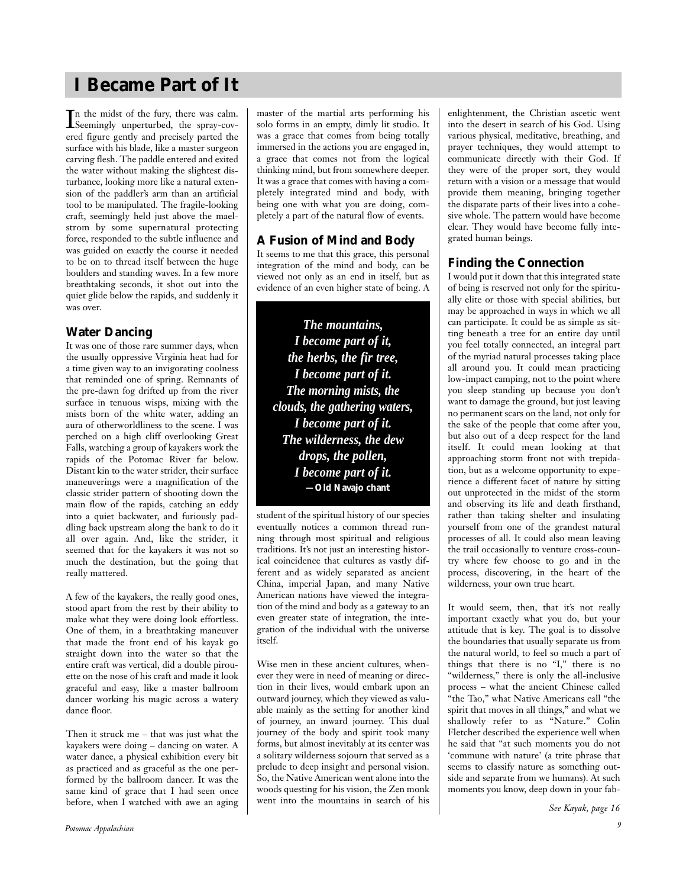# I Became Part of It

In the midst of the fury, there was calm. Seemingly unperturbed, the spray-covered figure gently and precisely parted the surface with his blade, like a master surgeon carving flesh. The paddle entered and exited the water without making the slightest disturbance, looking more like a natural extension of the paddler's arm than an artificial tool to be manipulated. The fragile-looking craft, seemingly held just above the maelstrom by some supernatural protecting force, responded to the subtle influence and was guided on exactly the course it needed to be on to thread itself between the huge boulders and standing waves. In a few more breathtaking seconds, it shot out into the quiet glide below the rapids, and suddenly it was over.

## Water Dancing

It was one of those rare summer days, when the usually oppressive Virginia heat had for a time given way to an invigorating coolness that reminded one of spring. Remnants of the pre-dawn fog drifted up from the river surface in tenuous wisps, mixing with the mists born of the white water, adding an aura of otherworldliness to the scene. I was perched on a high cliff overlooking Great Falls, watching a group of kayakers work the rapids of the Potomac River far below. Distant kin to the water strider, their surface maneuverings were a magnification of the classic strider pattern of shooting down the main flow of the rapids, catching an eddy into a quiet backwater, and furiously paddling back upstream along the bank to do it all over again. And, like the strider, it seemed that for the kayakers it was not so much the destination, but the going that really mattered.

A few of the kayakers, the really good ones, stood apart from the rest by their ability to make what they were doing look effortless. One of them, in a breathtaking maneuver that made the front end of his kayak go straight down into the water so that the entire craft was vertical, did a double pirouette on the nose of his craft and made it look graceful and easy, like a master ballroom dancer working his magic across a watery dance floor.

Then it struck me – that was just what the kayakers were doing – dancing on water. A water dance, a physical exhibition every bit as practiced and as graceful as the one performed by the ballroom dancer. It was the same kind of grace that I had seen once before, when I watched with awe an aging master of the martial arts performing his solo forms in an empty, dimly lit studio. It was a grace that comes from being totally immersed in the actions you are engaged in, a grace that comes not from the logical thinking mind, but from somewhere deeper. It was a grace that comes with having a completely integrated mind and body, with being one with what you are doing, completely a part of the natural flow of events.

## A Fusion of Mind and Body

It seems to me that this grace, this personal integration of the mind and body, can be viewed not only as an end in itself, but as evidence of an even higher state of being. A student of the spiritual history of our species eventually notices a common thread running through most spiritual and religious traditions. It's not just an interesting historical coincidence that cultures as vastly different and as widely separated as ancient China, imperial Japan, and many Native American nations have viewed the integration of the mind and body as a gateway to an even greater state of integration, the integration of the individual with the universe itself.

> ***The mountains,***
> ***I become part of it,***
> ***the herbs, the fir tree,***
> ***I become part of it.***
> ***The morning mists, the***
> ***clouds, the gathering waters,***
> ***I become part of it.***
> ***The wilderness, the dew***
> ***drops, the pollen,***
> ***I become part of it.***
> **—Old Navajo chant**

Wise men in these ancient cultures, whenever they were in need of meaning or direction in their lives, would embark upon an outward journey, which they viewed as valuable mainly as the setting for another kind of journey, an inward journey. This dual journey of the body and spirit took many forms, but almost inevitably at its center was a solitary wilderness sojourn that served as a prelude to deep insight and personal vision. So, the Native American went alone into the woods questing for his vision, the Zen monk went into the mountains in search of his enlightenment, the Christian ascetic went into the desert in search of his God. Using various physical, meditative, breathing, and prayer techniques, they would attempt to communicate directly with their God. If they were of the proper sort, they would return with a vision or a message that would provide them meaning, bringing together the disparate parts of their lives into a cohesive whole. The pattern would have become clear. They would have become fully integrated human beings.

## Finding the Connection

I would put it down that this integrated state of being is reserved not only for the spiritually elite or those with special abilities, but may be approached in ways in which we all can participate. It could be as simple as sitting beneath a tree for an entire day until you feel totally connected, an integral part of the myriad natural processes taking place all around you. It could mean practicing low-impact camping, not to the point where you sleep standing up because you don't want to damage the ground, but just leaving no permanent scars on the land, not only for the sake of the people that come after you, but also out of a deep respect for the land itself. It could mean looking at that approaching storm front not with trepidation, but as a welcome opportunity to experience a different facet of nature by sitting out unprotected in the midst of the storm and observing its life and death firsthand, rather than taking shelter and insulating yourself from one of the grandest natural processes of all. It could also mean leaving the trail occasionally to venture cross-country where few choose to go and in the process, discovering, in the heart of the wilderness, your own true heart.

It would seem, then, that it's not really important exactly what you do, but your attitude that is key. The goal is to dissolve the boundaries that usually separate us from the natural world, to feel so much a part of things that there is no "I," there is no "wilderness," there is only the all-inclusive process – what the ancient Chinese called "the Tao," what Native Americans call "the spirit that moves in all things," and what we shallowly refer to as "Nature." Colin Fletcher described the experience well when he said that "at such moments you do not 'commune with nature' (a trite phrase that seems to classify nature as something outside and separate from we humans). At such moments you know, deep down in your fab-

*See Kayak, page 16*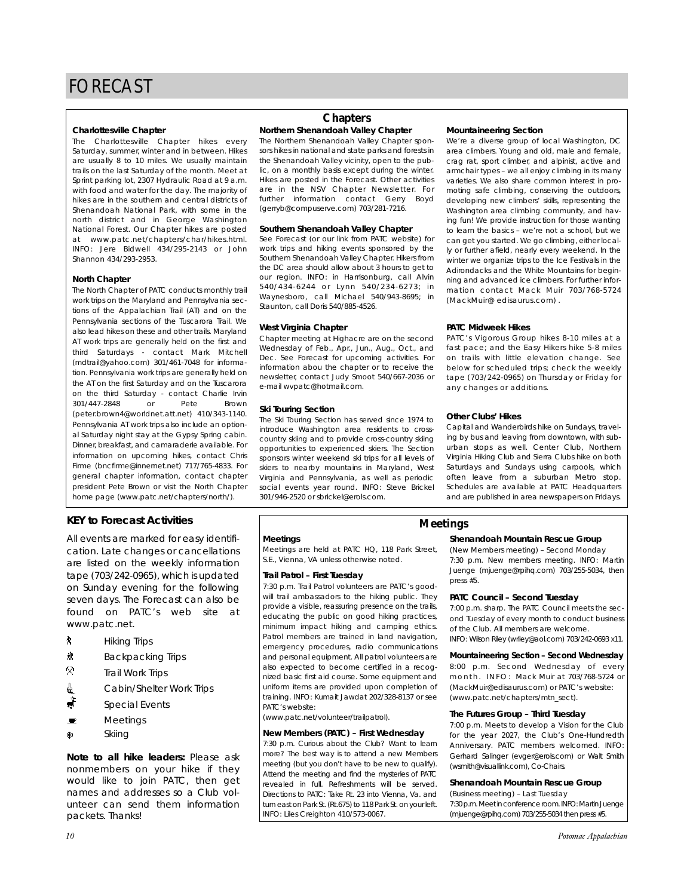# FORECAST

## Chapters

### Charlottesville Chapter

The Charlottesville Chapter hikes every Saturday, summer, winter and in between. Hikes are usually 8 to 10 miles. We usually maintain trails on the last Saturday of the month. Meet at Sprint parking lot, 2307 Hydraulic Road at 9 a.m. with food and water for the day. The majority of hikes are in the southern and central districts of Shenandoah National Park, with some in the north district and in George Washington National Forest. Our Chapter hikes are posted at www.patc.net/chapters/char/hikes.html. INFO: Jere Bidwell 434/295-2143 or John Shannon 434/293-2953.

### North Chapter

The North Chapter of PATC conducts monthly trail work trips on the Maryland and Pennsylvania sections of the Appalachian Trail (AT) and on the Pennsylvania sections of the Tuscarora Trail. We also lead hikes on these and other trails. Maryland AT work trips are generally held on the first and third Saturdays - contact Mark Mitchell (mdtrail@yahoo.com) 301/461-7048 for information. Pennsylvania work trips are generally held on the AT on the first Saturday and on the Tuscarora on the third Saturday - contact Charlie Irvin 301/447-2848 or Pete Brown (peter.brown4@worldnet.att.net) 410/343-1140. Pennsylvania AT work trips also include an optional Saturday night stay at the Gypsy Spring cabin. Dinner, breakfast, and camaraderie available. For information on upcoming hikes, contact Chris Firme (bncfirme@innernet.net) 717/765-4833. For general chapter information, contact chapter president Pete Brown or visit the North Chapter home page (www.patc.net/chapters/north/).

### Northern Shenandoah Valley Chapter

The Northern Shenandoah Valley Chapter sponsors hikes in national and state parks and forests in the Shenandoah Valley vicinity, open to the public, on a monthly basis except during the winter. Hikes are posted in the Forecast. Other activities are in the NSV Chapter Newsletter. For further information contact Gerry Boyd (gerryb@compuserve.com) 703/281-7216.

### Southern Shenandoah Valley Chapter

See Forecast (or our link from PATC website) for work trips and hiking events sponsored by the Southern Shenandoah Valley Chapter. Hikers from the DC area should allow about 3 hours to get to our region. INFO: in Harrisonburg, call Alvin 540/434-6244 or Lynn 540/234-6273; in Waynesboro, call Michael 540/943-8695; in Staunton, call Doris 540/885-4526.

### West Virginia Chapter

Chapter meeting at Highacre are on the second Wednesday of Feb., Apr., Jun., Aug., Oct., and Dec. See Forecast for upcoming activities. For information abou the chapter or to receive the newsletter, contact Judy Smoot 540/667-2036 or e-mail wvpatc@hotmail.com.

### Ski Touring Section

The Ski Touring Section has served since 1974 to introduce Washington area residents to cross-country skiing and to provide cross-country skiing opportunities to experienced skiers. The Section sponsors winter weekend ski trips for all levels of skiers to nearby mountains in Maryland, West Virginia and Pennsylvania, as well as periodic social events year round. INFO: Steve Brickel 301/946-2520 or sbrickel@erols.com.

### Mountaineering Section

We're a diverse group of local Washington, DC area climbers. Young and old, male and female, crag rat, sport climber, and alpinist, active and armchair types – we all enjoy climbing in its many varieties. We also share common interest in promoting safe climbing, conserving the outdoors, developing new climbers' skills, representing the Washington area climbing community, and having fun! We provide instruction for those wanting to learn the basics – we're not a school, but we can get you started. We go climbing, either locally or further afield, nearly every weekend. In the winter we organize trips to the Ice Festivals in the Adirondacks and the White Mountains for beginning and advanced ice climbers. For further information contact Mack Muir 703/768-5724 (MackMuir@ edisaurus.com) .

### PATC Midweek Hikes

PATC's Vigorous Group hikes 8-10 miles at a fast pace; and the Easy Hikers hike 5-8 miles on trails with little elevation change. See below for scheduled trips; check the weekly tape (703/242-0965) on Thursday or Friday for any changes or additions.

### Other Clubs' Hikes

Capital and Wanderbirds hike on Sundays, traveling by bus and leaving from downtown, with suburban stops as well. Center Club, Northern Virginia Hiking Club and Sierra Clubs hike on both Saturdays and Sundays using carpools, which often leave from a suburban Metro stop. Schedules are available at PATC Headquarters and are published in area newspapers on Fridays.

## KEY to Forecast Activities

All events are marked for easy identification. Late changes or cancellations are listed on the weekly information tape (703/242-0965), which is updated on Sunday evening for the following seven days. The Forecast can also be found on PATC's web site at www.patc.net.

- Hiking Trips
- Backpacking Trips
- Trail Work Trips
- Cabin/Shelter Work Trips
- Special Events
- Meetings
- Skiing

**Note to all hike leaders:** Please ask nonmembers on your hike if they would like to join PATC, then get names and addresses so a Club volunteer can send them information packets. Thanks!

## Meetings

### Meetings

Meetings are held at PATC HQ, 118 Park Street, S.E., Vienna, VA unless otherwise noted.

### Trail Patrol – First Tuesday

7:30 p.m. Trail Patrol volunteers are PATC's goodwill trail ambassadors to the hiking public. They provide a visible, reassuring presence on the trails, educating the public on good hiking practices, minimum impact hiking and camping ethics. Patrol members are trained in land navigation, emergency procedures, radio communications and personal equipment. All patrol volunteers are also expected to become certified in a recognized basic first aid course. Some equipment and uniform items are provided upon completion of training. INFO: Kumait Jawdat 202/328-8137 or see PATC's website:
(www.patc.net/volunteer/trailpatrol).

### New Members (PATC) – First Wednesday

7:30 p.m. Curious about the Club? Want to learn more? The best way is to attend a new Members meeting (but you don't have to be new to qualify). Attend the meeting and find the mysteries of PATC revealed in full. Refreshments will be served. Directions to PATC: Take Rt. 23 into Vienna, Va. and turn east on Park St. (Rt.675) to 118 Park St. on your left. INFO: Liles Creighton 410/573-0067.

### Shenandoah Mountain Rescue Group

(New Members meeting) – Second Monday
7:30 p.m. New members meeting. INFO: Martin Juenge (mjuenge@rpihq.com) 703/255-5034, then press #5.

### PATC Council – Second Tuesday

7:00 p.m. sharp. The PATC Council meets the second Tuesday of every month to conduct business of the Club. All members are welcome.
INFO: Wilson Riley (wriley@aol.com) 703/242-0693 x11.

### Mountaineering Section – Second Wednesday

8:00 p.m. Second Wednesday of every month. INFO: Mack Muir at 703/768-5724 or (MackMuir@edisaurus.com) or PATC's website: (www.patc.net/chapters/mtn_sect).

### The Futures Group – Third Tuesday

7:00 p.m. Meets to develop a Vision for the Club for the year 2027, the Club's One-Hundredth Anniversary. PATC members welcomed. INFO: Gerhard Salinger (evger@erols.com) or Walt Smith (wsmith@visuallink.com), Co-Chairs.

### Shenandoah Mountain Rescue Group

(Business meeting) – Last Tuesday
7:30 p.m. Meet in conference room. INFO: Martin Juenge (mjuenge@rpihq.com) 703/255-5034 then press #5.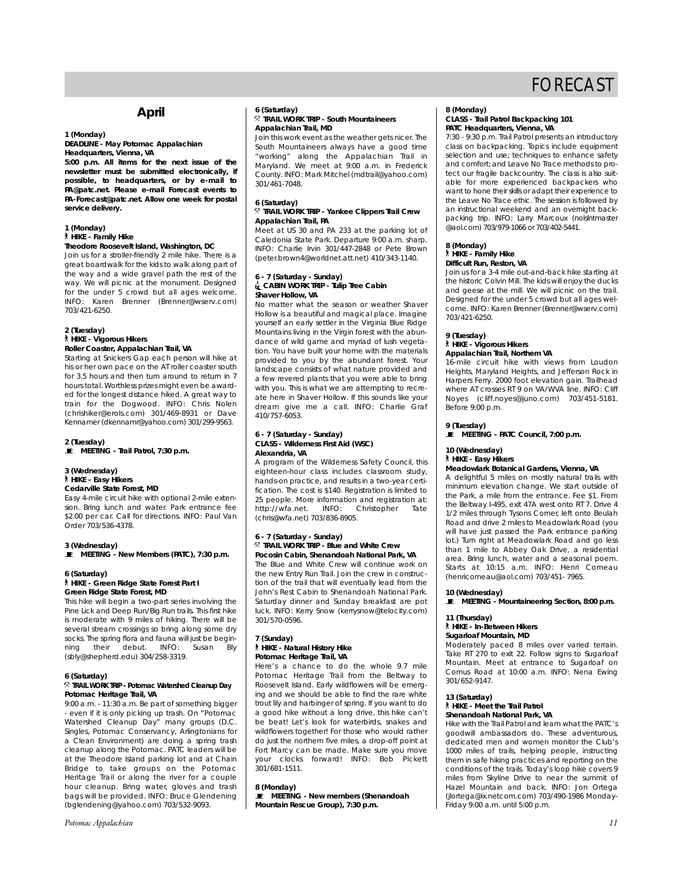# FORECAST

## April

**1 (Monday)**
**DEADLINE - May Potomac Appalachian**
**Headquarters, Vienna, VA**
**5:00 p.m. All items for the next issue of the newsletter must be submitted electronically, if possible, to headquarters, or by e-mail to PA@patc.net. Please e-mail Forecast events to PA-Forecast@patc.net. Allow one week for postal service delivery.**

**1 (Monday)**
**HIKE - Family Hike**
**Theodore Roosevelt Island, Washington, DC**
Join us for a stroller-friendly 2 mile hike. There is a great boardwalk for the kids to walk along part of the way and a wide gravel path the rest of the way. We will picnic at the monument. Designed for the under 5 crowd but all ages welcome. INFO: Karen Brenner (Brenner@wserv.com) 703/421-6250.

**2 (Tuesday)**
**HIKE - Vigorous Hikers**
**Roller Coaster, Appalachian Trail, VA**
Starting at Snickers Gap each person will hike at his or her own pace on the AT roller coaster south for 3.5 hours and then turn around to return in 7 hours total. Worthless prizes might even be awarded for the longest distance hiked. A great way to train for the Dogwood. INFO: Chris Nolen (chrishiker@erols.com) 301/469-8931 or Dave Kennamer (dkennamr@yahoo.com) 301/299-9563.

**2 (Tuesday)**
**MEETING - Trail Patrol, 7:30 p.m.**

**3 (Wednesday)**
**HIKE - Easy Hikers**
**Cedarville State Forest, MD**
Easy 4-mile circuit hike with optional 2-mile extension. Bring lunch and water. Park entrance fee $2.00 per car. Call for directions. INFO: Paul Van Order 703/536-4378.

**3 (Wednesday)**
**MEETING - New Members (PATC), 7:30 p.m.**

**6 (Saturday)**
**HIKE - Green Ridge State Forest Part I**
**Green Ridge State Forest, MD**
This hike will begin a two-part series involving the Pine Lick and Deep Run/Big Run trails. This first hike is moderate with 9 miles of hiking. There will be several stream crossings so bring along some dry socks. The spring flora and fauna will just be beginning their debut. INFO: Susan Bly (sbly@shepherd.edu) 304/258-3319.

**6 (Saturday)**
**TRAIL WORK TRIP - Potomac Watershed Cleanup Day**
**Potomac Heritage Trail, VA**
9:00 a.m. - 11:30 a.m. Be part of something bigger - even if it is only picking up trash. On "Potomac Watershed Cleanup Day" many groups (D.C. Singles, Potomac Conservancy, Arlingtonians for a Clean Environment) are doing a spring trash cleanup along the Potomac. PATC leaders will be at the Theodore Island parking lot and at Chain Bridge to take groups on the Potomac Heritage Trail or along the river for a couple hour cleanup. Bring water, gloves and trash bags will be provided. INFO: Bruce Glendening (bglendening@yahoo.com) 703/532-9093.

**6 (Saturday)**
**TRAIL WORK TRIP - South Mountaineers**
**Appalachian Trail, MD**
Join this work event as the weather gets nicer. The South Mountaineers always have a good time "working" along the Appalachian Trail in Maryland. We meet at 9:00 a.m. in Frederick County. INFO: Mark Mitchel (mdtrail@yahoo.com) 301/461-7048.

**6 (Saturday)**
**TRAIL WORK TRIP - Yankee Clippers Trail Crew**
**Appalachian Trail, PA**
Meet at US 30 and PA 233 at the parking lot of Caledonia State Park. Departure 9:00 a.m. sharp. INFO: Charlie Irvin 301/447-2848 or Pete Brown (peter.brown4@worldnet.att.net) 410/343-1140.

**6 - 7 (Saturday - Sunday)**
**CABIN WORK TRIP - Tulip Tree Cabin**
**Shaver Hollow, VA**
No matter what the season or weather Shaver Hollow is a beautiful and magical place. Imagine yourself an early settler in the Virginia Blue Ridge Mountains living in the Virgin forest with the abundance of wild game and myriad of lush vegetation. You have built your home with the materials provided to you by the abundant forest. Your landscape consists of what nature provided and a few revered plants that you were able to bring with you. This is what we are attempting to recreate here in Shaver Hollow. If this sounds like your dream give me a call. INFO: Charlie Graf 410/757-6053.

**6 - 7 (Saturday - Sunday)**
**CLASS - Wilderness First Aid (WSC)**
**Alexandria, VA**
A program of the Wilderness Safety Council, this eighteen-hour class includes classroom study, hands-on practice, and results in a two-year certification. The cost is $140. Registration is limited to 25 people. More information and registration at: http://wfa.net. INFO: Christopher Tate (chris@wfa.net) 703/836-8905.

**6 - 7 (Saturday - Sunday)**
**TRAIL WORK TRIP - Blue and White Crew**
**Pocosin Cabin, Shenandoah National Park, VA**
The Blue and White Crew will continue work on the new Entry Run Trail. Join the crew in construction of the trail that will eventually lead from the John's Rest Cabin to Shenandoah National Park. Saturday dinner and Sunday breakfast are pot luck. INFO: Kerry Snow (kerrysnow@telocity.com) 301/570-0596.

**7 (Sunday)**
**HIKE - Natural History Hike**
**Potomac Heritage Trail, VA**
Here's a chance to do the whole 9.7 mile Potomac Heritage Trail from the Beltway to Roosevelt Island. Early wildflowers will be emerging and we should be able to find the rare white trout lily and harbinger of spring. If you want to do a good hike without a long drive, this hike can't be beat! Let's look for waterbirds, snakes and wildflowers together! For those who would rather do just the northern five miles, a drop-off point at Fort Marcy can be made. Make sure you move your clocks forward! INFO: Bob Pickett 301/681-1511.

**8 (Monday)**
**MEETING - New members (Shenandoah Mountain Rescue Group), 7:30 p.m.**

**8 (Monday)**
**CLASS - Trail Patrol Backpacking 101**
**PATC Headquarters, Vienna, VA**
7:30 - 9:30 p.m. Trail Patrol presents an introductory class on backpacking. Topics include equipment selection and use; techniques to enhance safety and comfort; and Leave No Trace methods to protect our fragile backcountry. The class is also suitable for more experienced backpackers who want to hone their skills or adapt their experience to the Leave No Trace ethic. The session is followed by an instructional weekend and an overnight backpacking trip. INFO: Larry Marcoux (nolsIntmaster @aol.com) 703/979-1066 or 703/402-5441.

**8 (Monday)**
**HIKE - Family Hike**
**Difficult Run, Reston, VA**
Join us for a 3-4 mile out-and-back hike starting at the historic Colvin Mill. The kids will enjoy the ducks and geese at the mill. We will picnic on the trail. Designed for the under 5 crowd but all ages welcome. INFO: Karen Brenner (Brenner@wserv.com) 703/421-6250.

**9 (Tuesday)**
**HIKE - Vigorous Hikers**
**Appalachian Trail, Northern VA**
16-mile circuit hike with views from Loudon Heights, Maryland Heights, and Jefferson Rock in Harpers Ferry. 2000 foot elevation gain. Trailhead where AT crosses RT 9 on VA/WVA line. INFO: Cliff Noyes (cliff.noyes@juno.com) 703/451-5181. Before 9:00 p.m.

**9 (Tuesday)**
**MEETING - PATC Council, 7:00 p.m.**

**10 (Wednesday)**
**HIKE - Easy Hikers**
**Meadowlark Botanical Gardens, Vienna, VA**
A delightful 5 miles on mostly natural trails with minimum elevation change. We start outside of the Park, a mile from the entrance. Fee $1. From the Beltway I-495, exit 47A west onto RT 7. Drive 4 1/2 miles through Tysons Corner, left onto Beulah Road and drive 2 miles to Meadowlark Road (you will have just passed the Park entrance parking lot.) Turn right at Meadowlark Road and go less than 1 mile to Abbey Oak Drive, a residential area. Bring lunch, water and a seasonal poem. Starts at 10:15 a.m. INFO: Henri Comeau (henricomeau@aol.com) 703/451- 7965.

**10 (Wednesday)**
**MEETING - Mountaineering Section, 8:00 p.m.**

**11 (Thursday)**
**HIKE - In-Between Hikers**
**Sugarloaf Mountain, MD**
Moderately paced 8 miles over varied terrain. Take RT 270 to exit 22. Follow signs to Sugarloaf Mountain. Meet at entrance to Sugarloaf on Comus Road at 10:00 a.m. INFO: Nena Ewing 301/652-9147.

**13 (Saturday)**
**HIKE - Meet the Trail Patrol**
**Shenandoah National Park, VA**
Hike with the Trail Patrol and learn what the PATC's goodwill ambassadors do. These adventurous, dedicated men and women monitor the Club's 1000 miles of trails, helping people, instructing them in safe hiking practices and reporting on the conditions of the trails. Today's loop hike covers 9 miles from Skyline Drive to near the summit of Hazel Mountain and back. INFO: Jon Ortega (jlortega@ix.netcom.com) 703/490-1986 Monday-Friday 9:00 a.m. until 5:00 p.m.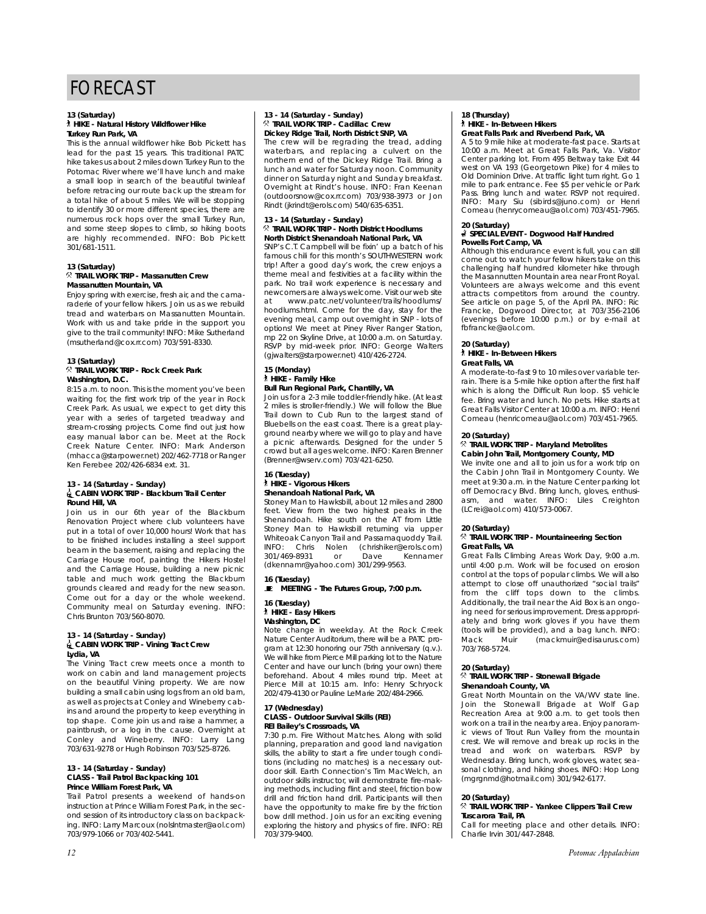# FORECAST

**13 (Saturday)**
**HIKE - Natural History Wildflower Hike**
**Turkey Run Park, VA**

This is the annual wildflower hike Bob Pickett has lead for the past 15 years. This traditional PATC hike takes us about 2 miles down Turkey Run to the Potomac River where we'll have lunch and make a small loop in search of the beautiful twinleaf before retracing our route back up the stream for a total hike of about 5 miles. We will be stopping to identify 30 or more different species, there are numerous rock hops over the small Turkey Run, and some steep slopes to climb, so hiking boots are highly recommended. INFO: Bob Pickett 301/681-1511.

**13 (Saturday)**
**TRAIL WORK TRIP - Massanutten Crew**
**Massanutten Mountain, VA**

Enjoy spring with exercise, fresh air, and the camaraderie of your fellow hikers. Join us as we rebuild tread and waterbars on Massanutten Mountain. Work with us and take pride in the support you give to the trail community! INFO: Mike Sutherland (msutherland@cox.rr.com) 703/591-8330.

**13 (Saturday)**
**TRAIL WORK TRIP - Rock Creek Park**
**Washington, D.C.**

8:15 a.m. to noon. This is the moment you've been waiting for, the first work trip of the year in Rock Creek Park. As usual, we expect to get dirty this year with a series of targeted treadway and stream-crossing projects. Come find out just how easy manual labor can be. Meet at the Rock Creek Nature Center. INFO: Mark Anderson (mhacca@starpower.net) 202/462-7718 or Ranger Ken Ferebee 202/426-6834 ext. 31.

**13 - 14 (Saturday - Sunday)**
**CABIN WORK TRIP - Blackburn Trail Center**
**Round Hill, VA**

Join us in our 6th year of the Blackburn Renovation Project where club volunteers have put in a total of over 10,000 hours! Work that has to be finished includes installing a steel support beam in the basement, raising and replacing the Carriage House roof, painting the Hikers Hostel and the Carriage House, building a new picnic table and much work getting the Blackburn grounds cleared and ready for the new season. Come out for a day or the whole weekend. Community meal on Saturday evening. INFO: Chris Brunton 703/560-8070.

**13 - 14 (Saturday - Sunday)**
**CABIN WORK TRIP - Vining Tract Crew**
**Lydia, VA**

The Vining Tract crew meets once a month to work on cabin and land management projects on the beautiful Vining property. We are now building a small cabin using logs from an old barn, as well as projects at Conley and Wineberry cabins and around the property to keep everything in top shape. Come join us and raise a hammer, a paintbrush, or a log in the cause. Overnight at Conley and Wineberry. INFO: Larry Lang 703/631-9278 or Hugh Robinson 703/525-8726.

**13 - 14 (Saturday - Sunday)**
**CLASS - Trail Patrol Backpacking 101**
**Prince William Forest Park, VA**

Trail Patrol presents a weekend of hands-on instruction at Prince William Forest Park, in the second session of its introductory class on backpacking. INFO: Larry Marcoux (nolslntmaster@aol.com) 703/979-1066 or 703/402-5441.

**13 - 14 (Saturday - Sunday)**
**TRAIL WORK TRIP - Cadillac Crew**
**Dickey Ridge Trail, North District SNP, VA**

The crew will be regrading the tread, adding waterbars, and replacing a culvert on the northern end of the Dickey Ridge Trail. Bring a lunch and water for Saturday noon. Community dinner on Saturday night and Sunday breakfast. Overnight at Rindt's house. INFO: Fran Keenan (outdoorsnow@cox.rr.com) 703/938-3973 or Jon Rindt (jkrindt@erols.com) 540/635-6351.

**13 - 14 (Saturday - Sunday)**
**TRAIL WORK TRIP - North District Hoodlums**
**North District Shenandoah National Park, VA**

SNP's C.T. Campbell will be fixin' up a batch of his famous chili for this month's SOUTHWESTERN work trip! After a good day's work, the crew enjoys a theme meal and festivities at a facility within the park. No trail work experience is necessary and newcomers are always welcome. Visit our web site at www.patc.net/volunteer/trails/hoodlums/hoodlums.html. Come for the day, stay for the evening meal, camp out overnight in SNP - lots of options! We meet at Piney River Ranger Station, mp 22 on Skyline Drive, at 10:00 a.m. on Saturday. RSVP by mid-week prior. INFO: George Walters (gjwalters@starpower.net) 410/426-2724.

**15 (Monday)**
**HIKE - Family Hike**
**Bull Run Regional Park, Chantilly, VA**

Join us for a 2-3 mile toddler-friendly hike. (At least 2 miles is stroller-friendly.) We will follow the Blue Trail down to Cub Run to the largest stand of Bluebells on the east coast. There is a great playground nearby where we will go to play and have a picnic afterwards. Designed for the under 5 crowd but all ages welcome. INFO: Karen Brenner (Brenner@wserv.com) 703/421-6250.

**16 (Tuesday)**
**HIKE - Vigorous Hikers**
**Shenandoah National Park, VA**

Stoney Man to Hawksbill, about 12 miles and 2800 feet. View from the two highest peaks in the Shenandoah. Hike south on the AT from Little Stoney Man to Hawksbill returning via upper Whiteoak Canyon Trail and Passamaquoddy Trail. INFO: Chris Nolen (chrishiker@erols.com) 301/469-8931 or Dave Kennamer (dkennamr@yahoo.com) 301/299-9563.

**16 (Tuesday)**
**MEETING - The Futures Group, 7:00 p.m.**

**16 (Tuesday)**
**HIKE - Easy Hikers**
**Washington, DC**

Note change in weekday. At the Rock Creek Nature Center Auditorium, there will be a PATC program at 12:30 honoring our 75th anniversary (q.v.). We will hike from Pierce Mill parking lot to the Nature Center and have our lunch (bring your own) there beforehand. About 4 miles round trip. Meet at Pierce Mill at 10:15 am. Info: Henry Schryock 202/479-4130 or Pauline LeMarie 202/484-2966.

**17 (Wednesday)**
**CLASS - Outdoor Survival Skills (REI)**
**REI Bailey's Crossroads, VA**

7:30 p.m. Fire Without Matches. Along with solid planning, preparation and good land navigation skills, the ability to start a fire under tough conditions (including no matches) is a necessary outdoor skill. Earth Connection's Tim MacWelch, an outdoor skills instructor, will demonstrate fire-making methods, including flint and steel, friction bow drill and friction hand drill. Participants will then have the opportunity to make fire by the friction bow drill method. Join us for an exciting evening exploring the history and physics of fire. INFO: REI 703/379-9400.

**18 (Thursday)**
**HIKE - In-Between Hikers**
**Great Falls Park and Riverbend Park, VA**

A 5 to 9 mile hike at moderate-fast pace. Starts at 10:00 a.m. Meet at Great Falls Park, Va. Visitor Center parking lot. From 495 Beltway take Exit 44 west on VA 193 (Georgetown Pike) for 4 miles to Old Dominion Drive. At traffic light turn right. Go 1 mile to park entrance. Fee $5 per vehicle or Park Pass. Bring lunch and water. RSVP not required. INFO: Mary Siu (sibirds@juno.com) or Henri Comeau (henrycomeau@aol.com) 703/451-7965.

**20 (Saturday)**
**SPECIAL EVENT - Dogwood Half Hundred**
**Powells Fort Camp, VA**

Although this endurance event is full, you can still come out to watch your fellow hikers take on this challenging half hundred kilometer hike through the Masannutten Mountain area near Front Royal. Volunteers are always welcome and this event attracts competitors from around the country. See article on page 5, of the April PA. INFO: Ric Francke, Dogwood Director, at 703/356-2106 (evenings before 10:00 p.m.) or by e-mail at fbfrancke@aol.com.

**20 (Saturday)**
**HIKE - In-Between Hikers**
**Great Falls, VA**

A moderate-to-fast 9 to 10 miles over variable terrain. There is a 5-mile hike option after the first half which is along the Difficult Run loop. $5 vehicle fee. Bring water and lunch. No pets. Hike starts at Great Falls Visitor Center at 10:00 a.m. INFO: Henri Comeau (henricomeau@aol.com) 703/451-7965.

**20 (Saturday)**
**TRAIL WORK TRIP - Maryland Metrolites**
**Cabin John Trail, Montgomery County, MD**

We invite one and all to join us for a work trip on the Cabin John Trail in Montgomery County. We meet at 9:30 a.m. in the Nature Center parking lot off Democracy Blvd. Bring lunch, gloves, enthusiasm, and water. INFO: Liles Creighton (LCrei@aol.com) 410/573-0067.

**20 (Saturday)**
**TRAIL WORK TRIP - Mountaineering Section**
**Great Falls, VA**

Great Falls Climbing Areas Work Day, 9:00 a.m. until 4:00 p.m. Work will be focused on erosion control at the tops of popular climbs. We will also attempt to close off unauthorized "social trails" from the cliff tops down to the climbs. Additionally, the trail near the Aid Box is an ongoing need for serious improvement. Dress appropriately and bring work gloves if you have them (tools will be provided), and a bag lunch. INFO: Mack Muir (mackmuir@edisaurus.com) 703/768-5724.

**20 (Saturday)**
**TRAIL WORK TRIP - Stonewall Brigade**
**Shenandoah County, VA**

Great North Mountain on the VA/WV state line. Join the Stonewall Brigade at Wolf Gap Recreation Area at 9:00 a.m. to get tools then work on a trail in the nearby area. Enjoy panoramic views of Trout Run Valley from the mountain crest. We will remove and break up rocks in the tread and work on waterbars. RSVP by Wednesday. Bring lunch, work gloves, water, seasonal clothing, and hiking shoes. INFO: Hop Long (mgrgnmd@hotmail.com) 301/942-6177.

**20 (Saturday)**
**TRAIL WORK TRIP - Yankee Clippers Trail Crew**
**Tuscarora Trail, PA**

Call for meeting place and other details. INFO: Charlie Irvin 301/447-2848.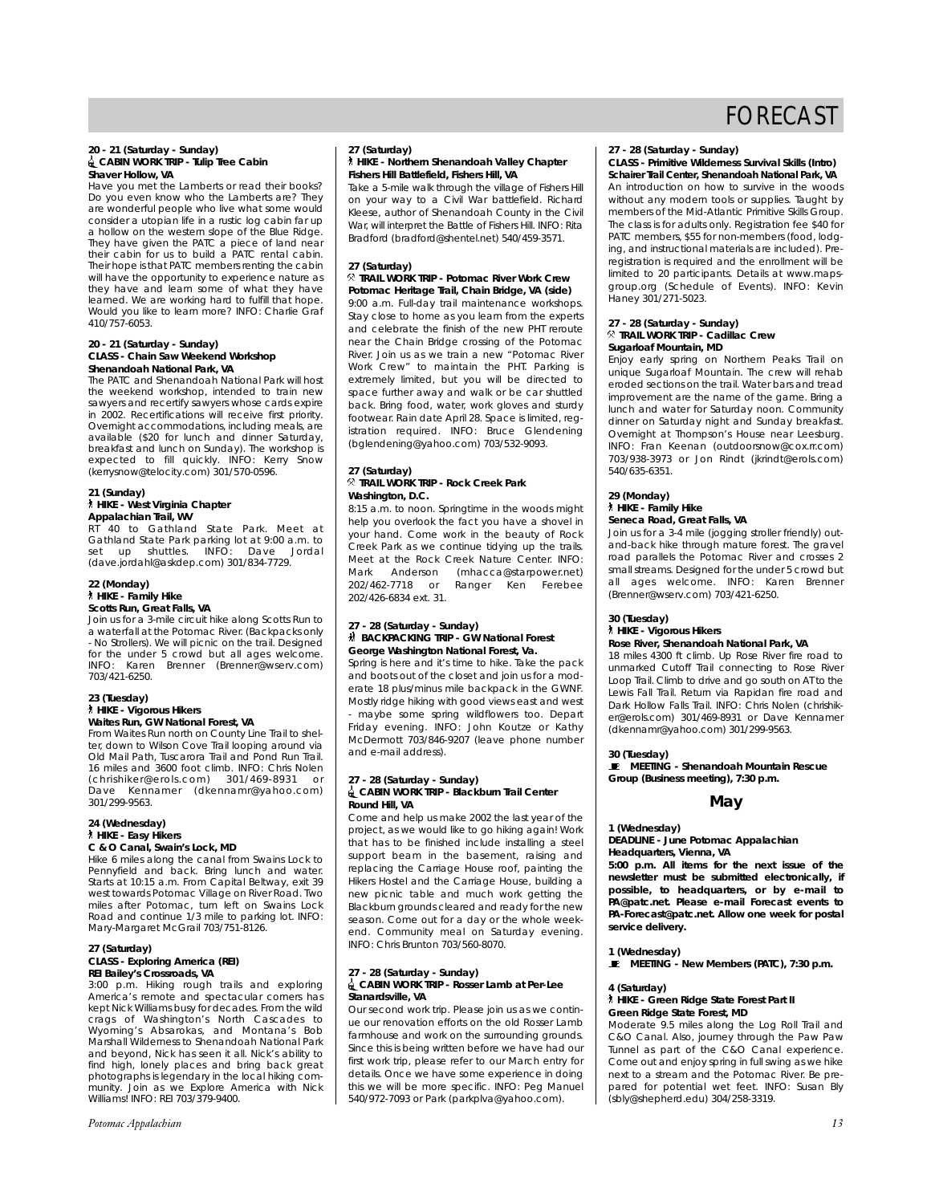# FORECAST

**20 - 21 (Saturday - Sunday)**
**CABIN WORK TRIP - Tulip Tree Cabin**
**Shaver Hollow, VA**
Have you met the Lamberts or read their books? Do you even know who the Lamberts are? They are wonderful people who live what some would consider a utopian life in a rustic log cabin far up a hollow on the western slope of the Blue Ridge. They have given the PATC a piece of land near their cabin for us to build a PATC rental cabin. Their hope is that PATC members renting the cabin will have the opportunity to experience nature as they have and learn some of what they have learned. We are working hard to fulfill that hope. Would you like to learn more? INFO: Charlie Graf 410/757-6053.

**20 - 21 (Saturday - Sunday)**
**CLASS - Chain Saw Weekend Workshop**
**Shenandoah National Park, VA**
The PATC and Shenandoah National Park will host the weekend workshop, intended to train new sawyers and recertify sawyers whose cards expire in 2002. Recertifications will receive first priority. Overnight accommodations, including meals, are available ($20 for lunch and dinner Saturday, breakfast and lunch on Sunday). The workshop is expected to fill quickly. INFO: Kerry Snow (kerrysnow@telocity.com) 301/570-0596.

**21 (Sunday)**
**HIKE - West Virginia Chapter**
**Appalachian Trail, WV**
RT 40 to Gathland State Park. Meet at Gathland State Park parking lot at 9:00 a.m. to set up shuttles. INFO: Dave Jordal (dave.jordahl@askdep.com) 301/834-7729.

**22 (Monday)**
**HIKE - Family Hike**
**Scotts Run, Great Falls, VA**
Join us for a 3-mile circuit hike along Scotts Run to a waterfall at the Potomac River. (Backpacks only - No Strollers). We will picnic on the trail. Designed for the under 5 crowd but all ages welcome. INFO: Karen Brenner (Brenner@wserv.com) 703/421-6250.

**23 (Tuesday)**
**HIKE - Vigorous Hikers**
**Waites Run, GW National Forest, VA**
From Waites Run north on County Line Trail to shelter, down to Wilson Cove Trail looping around via Old Mail Path, Tuscarora Trail and Pond Run Trail. 16 miles and 3600 foot climb. INFO: Chris Nolen (chrishiker@erols.com) 301/469-8931 or Dave Kennamer (dkennamr@yahoo.com) 301/299-9563.

**24 (Wednesday)**
**HIKE - Easy Hikers**
**C & O Canal, Swain's Lock, MD**
Hike 6 miles along the canal from Swains Lock to Pennyfield and back. Bring lunch and water. Starts at 10:15 a.m. From Capital Beltway, exit 39 west towards Potomac Village on River Road. Two miles after Potomac, turn left on Swains Lock Road and continue 1/3 mile to parking lot. INFO: Mary-Margaret McGrail 703/751-8126.

**27 (Saturday)**
**CLASS - Exploring America (REI)**
**REI Bailey's Crossroads, VA**
3:00 p.m. Hiking rough trails and exploring America's remote and spectacular corners has kept Nick Williams busy for decades. From the wild crags of Washington's North Cascades to Wyoming's Absarokas, and Montana's Bob Marshall Wilderness to Shenandoah National Park and beyond, Nick has seen it all. Nick's ability to find high, lonely places and bring back great photographs is legendary in the local hiking community. Join as we Explore America with Nick Williams! INFO: REI 703/379-9400.

**27 (Saturday)**
**HIKE - Northern Shenandoah Valley Chapter**
**Fishers Hill Battlefield, Fishers Hill, VA**
Take a 5-mile walk through the village of Fishers Hill on your way to a Civil War battlefield. Richard Kleese, author of Shenandoah County in the Civil War, will interpret the Battle of Fishers Hill. INFO: Rita Bradford (bradford@shentel.net) 540/459-3571.

**27 (Saturday)**
**TRAIL WORK TRIP - Potomac River Work Crew**
**Potomac Heritage Trail, Chain Bridge, VA (side)**
9:00 a.m. Full-day trail maintenance workshops. Stay close to home as you learn from the experts and celebrate the finish of the new PHT reroute near the Chain Bridge crossing of the Potomac River. Join us as we train a new "Potomac River Work Crew" to maintain the PHT. Parking is extremely limited, but you will be directed to space further away and walk or be car shuttled back. Bring food, water, work gloves and sturdy footwear. Rain date April 28. Space is limited, registration required. INFO: Bruce Glendening (bglendening@yahoo.com) 703/532-9093.

**27 (Saturday)**
**TRAIL WORK TRIP - Rock Creek Park**
**Washington, D.C.**
8:15 a.m. to noon. Springtime in the woods might help you overlook the fact you have a shovel in your hand. Come work in the beauty of Rock Creek Park as we continue tidying up the trails. Meet at the Rock Creek Nature Center. INFO: Mark Anderson (mhacca@starpower.net) 202/462-7718 or Ranger Ken Ferebee 202/426-6834 ext. 31.

**27 - 28 (Saturday - Sunday)**
**BACKPACKING TRIP - GW National Forest**
**George Washington National Forest, Va.**
Spring is here and it's time to hike. Take the pack and boots out of the closet and join us for a moderate 18 plus/minus mile backpack in the GWNF. Mostly ridge hiking with good views east and west - maybe some spring wildflowers too. Depart Friday evening. INFO: John Koutze or Kathy McDermott 703/846-9207 (leave phone number and e-mail address).

**27 - 28 (Saturday - Sunday)**
**CABIN WORK TRIP - Blackburn Trail Center**
**Round Hill, VA**
Come and help us make 2002 the last year of the project, as we would like to go hiking again! Work that has to be finished include installing a steel support beam in the basement, raising and replacing the Carriage House roof, painting the Hikers Hostel and the Carriage House, building a new picnic table and much work getting the Blackburn grounds cleared and ready for the new season. Come out for a day or the whole weekend. Community meal on Saturday evening. INFO: Chris Brunton 703/560-8070.

**27 - 28 (Saturday - Sunday)**
**CABIN WORK TRIP - Rosser Lamb at Per-Lee**
**Stanardsville, VA**
Our second work trip. Please join us as we continue our renovation efforts on the old Rosser Lamb farmhouse and work on the surrounding grounds. Since this is being written before we have had our first work trip, please refer to our March entry for details. Once we have some experience in doing this we will be more specific. INFO: Peg Manuel 540/972-7093 or Park (parkplva@yahoo.com).

**27 - 28 (Saturday - Sunday)**
**CLASS - Primitive Wilderness Survival Skills (Intro)**
**Schairer Trail Center, Shenandoah National Park, VA**
An introduction on how to survive in the woods without any modern tools or supplies. Taught by members of the Mid-Atlantic Primitive Skills Group. The class is for adults only. Registration fee $40 for PATC members, $55 for non-members (food, lodging, and instructional materials are included). Preregistration is required and the enrollment will be limited to 20 participants. Details at www.mapsgroup.org (Schedule of Events). INFO: Kevin Haney 301/271-5023.

**27 - 28 (Saturday - Sunday)**
**TRAIL WORK TRIP - Cadillac Crew**
**Sugarloaf Mountain, MD**
Enjoy early spring on Northern Peaks Trail on unique Sugarloaf Mountain. The crew will rehab eroded sections on the trail. Water bars and tread improvement are the name of the game. Bring a lunch and water for Saturday noon. Community dinner on Saturday night and Sunday breakfast. Overnight at Thompson's House near Leesburg. INFO: Fran Keenan (outdoorsnow@cox.rr.com) 703/938-3973 or Jon Rindt (jkrindt@erols.com) 540/635-6351.

**29 (Monday)**
**HIKE - Family Hike**
**Seneca Road, Great Falls, VA**
Join us for a 3-4 mile (jogging stroller friendly) out-and-back hike through mature forest. The gravel road parallels the Potomac River and crosses 2 small streams. Designed for the under 5 crowd but all ages welcome. INFO: Karen Brenner (Brenner@wserv.com) 703/421-6250.

**30 (Tuesday)**
**HIKE - Vigorous Hikers**
**Rose River, Shenandoah National Park, VA**
18 miles 4300 ft climb. Up Rose River fire road to unmarked Cutoff Trail connecting to Rose River Loop Trail. Climb to drive and go south on AT to the Lewis Fall Trail. Return via Rapidan fire road and Dark Hollow Falls Trail. INFO: Chris Nolen (chrishiker@erols.com) 301/469-8931 or Dave Kennamer (dkennamr@yahoo.com) 301/299-9563.

**30 (Tuesday)**
**MEETING - Shenandoah Mountain Rescue Group (Business meeting), 7:30 p.m.**

## May

**1 (Wednesday)**
**DEADLINE - June Potomac Appalachian Headquarters, Vienna, VA**
**5:00 p.m. All items for the next issue of the newsletter must be submitted electronically, if possible, to headquarters, or by e-mail to PA@patc.net. Please e-mail Forecast events to PA-Forecast@patc.net. Allow one week for postal service delivery.**

**1 (Wednesday)**
**MEETING - New Members (PATC), 7:30 p.m.**

**4 (Saturday)**
**HIKE - Green Ridge State Forest Part II**
**Green Ridge State Forest, MD**
Moderate 9.5 miles along the Log Roll Trail and C&O Canal. Also, journey through the Paw Paw Tunnel as part of the C&O Canal experience. Come out and enjoy spring in full swing as we hike next to a stream and the Potomac River. Be prepared for potential wet feet. INFO: Susan Bly (sbly@shepherd.edu) 304/258-3319.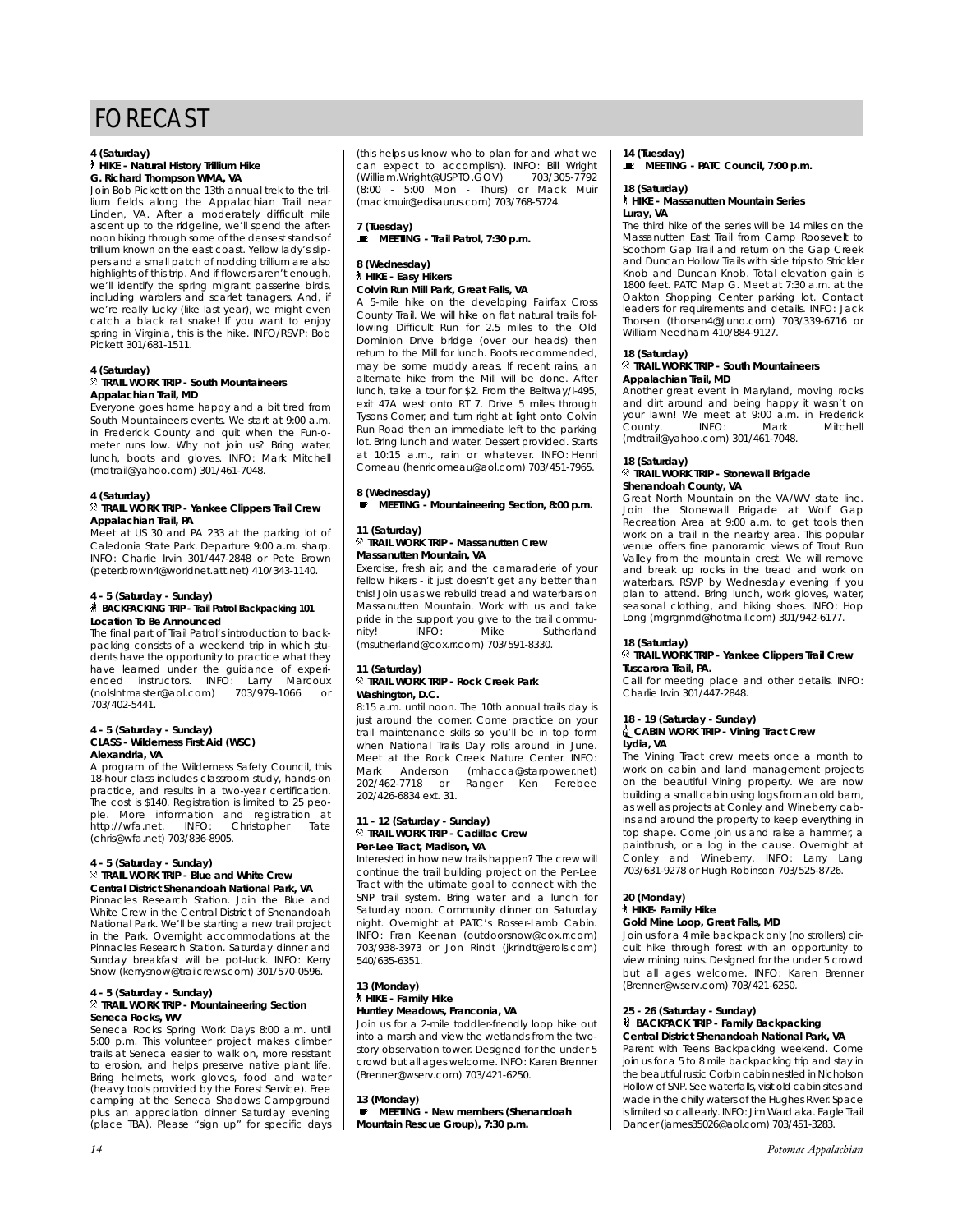# FORECAST

**4 (Saturday)**
**HIKE - Natural History Trillium Hike**
**G. Richard Thompson WMA, VA**

Join Bob Pickett on the 13th annual trek to the trillium fields along the Appalachian Trail near Linden, VA. After a moderately difficult mile ascent up to the ridgeline, we'll spend the afternoon hiking through some of the densest stands of trillium known on the east coast. Yellow lady's slippers and a small patch of nodding trillium are also highlights of this trip. And if flowers aren't enough, we'll identify the spring migrant passerine birds, including warblers and scarlet tanagers. And, if we're really lucky (like last year), we might even catch a black rat snake! If you want to enjoy spring in Virginia, this is the hike. INFO/RSVP: Bob Pickett 301/681-1511.

**4 (Saturday)**
**TRAIL WORK TRIP - South Mountaineers**
**Appalachian Trail, MD**

Everyone goes home happy and a bit tired from South Mountaineers events. We start at 9:00 a.m. in Frederick County and quit when the Fun-o-meter runs low. Why not join us? Bring water, lunch, boots and gloves. INFO: Mark Mitchell (mdtrail@yahoo.com) 301/461-7048.

**4 (Saturday)**
**TRAIL WORK TRIP - Yankee Clippers Trail Crew**
**Appalachian Trail, PA**

Meet at US 30 and PA 233 at the parking lot of Caledonia State Park. Departure 9:00 a.m. sharp. INFO: Charlie Irvin 301/447-2848 or Pete Brown (peter.brown4@worldnet.att.net) 410/343-1140.

**4 - 5 (Saturday - Sunday)**
**BACKPACKING TRIP - Trail Patrol Backpacking 101**
**Location To Be Announced**

The final part of Trail Patrol's introduction to backpacking consists of a weekend trip in which students have the opportunity to practice what they have learned under the guidance of experienced instructors. INFO: Larry Marcoux (nolslntmaster@aol.com) 703/979-1066 or 703/402-5441.

**4 - 5 (Saturday - Sunday)**
**CLASS - Wilderness First Aid (WSC)**
**Alexandria, VA**

A program of the Wilderness Safety Council, this 18-hour class includes classroom study, hands-on practice, and results in a two-year certification. The cost is $140. Registration is limited to 25 people. More information and registration at http://wfa.net. INFO: Christopher Tate (chris@wfa.net) 703/836-8905.

**4 - 5 (Saturday - Sunday)**
**TRAIL WORK TRIP - Blue and White Crew**
**Central District Shenandoah National Park, VA**

Pinnacles Research Station. Join the Blue and White Crew in the Central District of Shenandoah National Park. We'll be starting a new trail project in the Park. Overnight accommodations at the Pinnacles Research Station. Saturday dinner and Sunday breakfast will be pot-luck. INFO: Kerry Snow (kerrysnow@trailcrews.com) 301/570-0596.

**4 - 5 (Saturday - Sunday)**
**TRAIL WORK TRIP - Mountaineering Section**
**Seneca Rocks, WV**

Seneca Rocks Spring Work Days 8:00 a.m. until 5:00 p.m. This volunteer project makes climber trails at Seneca easier to walk on, more resistant to erosion, and helps preserve native plant life. Bring helmets, work gloves, food and water (heavy tools provided by the Forest Service). Free camping at the Seneca Shadows Campground plus an appreciation dinner Saturday evening (place TBA). Please "sign up" for specific days (this helps us know who to plan for and what we can expect to accomplish). INFO: Bill Wright (William.Wright@USPTO.GOV) 703/305-7792 (8:00 - 5:00 Mon - Thurs) or Mack Muir (mackmuir@edisaurus.com) 703/768-5724.

**7 (Tuesday)**
**MEETING - Trail Patrol, 7:30 p.m.**

**8 (Wednesday)**
**HIKE - Easy Hikers**
**Colvin Run Mill Park, Great Falls, VA**

A 5-mile hike on the developing Fairfax Cross County Trail. We will hike on flat natural trails following Difficult Run for 2.5 miles to the Old Dominion Drive bridge (over our heads) then return to the Mill for lunch. Boots recommended, may be some muddy areas. If recent rains, an alternate hike from the Mill will be done. After lunch, take a tour for $2. From the Beltway/I-495, exit 47A west onto RT 7. Drive 5 miles through Tysons Corner, and turn right at light onto Colvin Run Road then an immediate left to the parking lot. Bring lunch and water. Dessert provided. Starts at 10:15 a.m., rain or whatever. INFO: Henri Comeau (henricomeau@aol.com) 703/451-7965.

**8 (Wednesday)**
**MEETING - Mountaineering Section, 8:00 p.m.**

**11 (Saturday)**
**TRAIL WORK TRIP - Massanutten Crew**
**Massanutten Mountain, VA**

Exercise, fresh air, and the camaraderie of your fellow hikers - it just doesn't get any better than this! Join us as we rebuild tread and waterbars on Massanutten Mountain. Work with us and take pride in the support you give to the trail community! INFO: Mike Sutherland (msutherland@cox.rr.com) 703/591-8330.

**11 (Saturday)**
**TRAIL WORK TRIP - Rock Creek Park**
**Washington, D.C.**

8:15 a.m. until noon. The 10th annual trails day is just around the corner. Come practice on your trail maintenance skills so you'll be in top form when National Trails Day rolls around in June. Meet at the Rock Creek Nature Center. INFO: Mark Anderson (mhacca@starpower.net) 202/462-7718 or Ranger Ken Ferebee 202/426-6834 ext. 31.

**11 - 12 (Saturday - Sunday)**
**TRAIL WORK TRIP - Cadillac Crew**
**Per-Lee Tract, Madison, VA**

Interested in how new trails happen? The crew will continue the trail building project on the Per-Lee Tract with the ultimate goal to connect with the SNP trail system. Bring water and a lunch for Saturday noon. Community dinner on Saturday night. Overnight at PATC's Rosser-Lamb Cabin. INFO: Fran Keenan (outdoorsnow@cox.rr.com) 703/938-3973 or Jon Rindt (jkrindt@erols.com) 540/635-6351.

**13 (Monday)**
**HIKE - Family Hike**
**Huntley Meadows, Franconia, VA**

Join us for a 2-mile toddler-friendly loop hike out into a marsh and view the wetlands from the two-story observation tower. Designed for the under 5 crowd but all ages welcome. INFO: Karen Brenner (Brenner@wserv.com) 703/421-6250.

**13 (Monday)**
**MEETING - New members (Shenandoah Mountain Rescue Group), 7:30 p.m.**

**14 (Tuesday)**
**MEETING - PATC Council, 7:00 p.m.**

**18 (Saturday)**
**HIKE - Massanutten Mountain Series**
**Luray, VA**

The third hike of the series will be 14 miles on the Massanutten East Trail from Camp Roosevelt to Scothorn Gap Trail and return on the Gap Creek and Duncan Hollow Trails with side trips to Strickler Knob and Duncan Knob. Total elevation gain is 1800 feet. PATC Map G. Meet at 7:30 a.m. at the Oakton Shopping Center parking lot. Contact leaders for requirements and details. INFO: Jack Thorsen (thorsen4@Juno.com) 703/339-6716 or William Needham 410/884-9127.

**18 (Saturday)**
**TRAIL WORK TRIP - South Mountaineers**
**Appalachian Trail, MD**

Another great event in Maryland, moving rocks and dirt around and being happy it wasn't on your lawn! We meet at 9:00 a.m. in Frederick County. INFO: Mark Mitchell (mdtrail@yahoo.com) 301/461-7048.

**18 (Saturday)**
**TRAIL WORK TRIP - Stonewall Brigade**
**Shenandoah County, VA**

Great North Mountain on the VA/WV state line. Join the Stonewall Brigade at Wolf Gap Recreation Area at 9:00 a.m. to get tools then work on a trail in the nearby area. This popular venue offers fine panoramic views of Trout Run Valley from the mountain crest. We will remove and break up rocks in the tread and work on waterbars. RSVP by Wednesday evening if you plan to attend. Bring lunch, work gloves, water, seasonal clothing, and hiking shoes. INFO: Hop Long (mgrgnmd@hotmail.com) 301/942-6177.

**18 (Saturday)**
**TRAIL WORK TRIP - Yankee Clippers Trail Crew**
**Tuscarora Trail, PA.**

Call for meeting place and other details. INFO: Charlie Irvin 301/447-2848.

**18 - 19 (Saturday - Sunday)**
**CABIN WORK TRIP - Vining Tract Crew**
**Lydia, VA**

The Vining Tract crew meets once a month to work on cabin and land management projects on the beautiful Vining property. We are now building a small cabin using logs from an old barn, as well as projects at Conley and Wineberry cabins and around the property to keep everything in top shape. Come join us and raise a hammer, a paintbrush, or a log in the cause. Overnight at Conley and Wineberry. INFO: Larry Lang 703/631-9278 or Hugh Robinson 703/525-8726.

**20 (Monday)**
**HIKE- Family Hike**
**Gold Mine Loop, Great Falls, MD**

Join us for a 4 mile backpack only (no strollers) circuit hike through forest with an opportunity to view mining ruins. Designed for the under 5 crowd but all ages welcome. INFO: Karen Brenner (Brenner@wserv.com) 703/421-6250.

**25 - 26 (Saturday - Sunday)**
**BACKPACK TRIP - Family Backpacking**
**Central District Shenandoah National Park, VA**

Parent with Teens Backpacking weekend. Come join us for a 5 to 8 mile backpacking trip and stay in the beautiful rustic Corbin cabin nestled in Nicholson Hollow of SNP. See waterfalls, visit old cabin sites and wade in the chilly waters of the Hughes River. Space is limited so call early. INFO: Jim Ward aka. Eagle Trail Dancer (james35026@aol.com) 703/451-3283.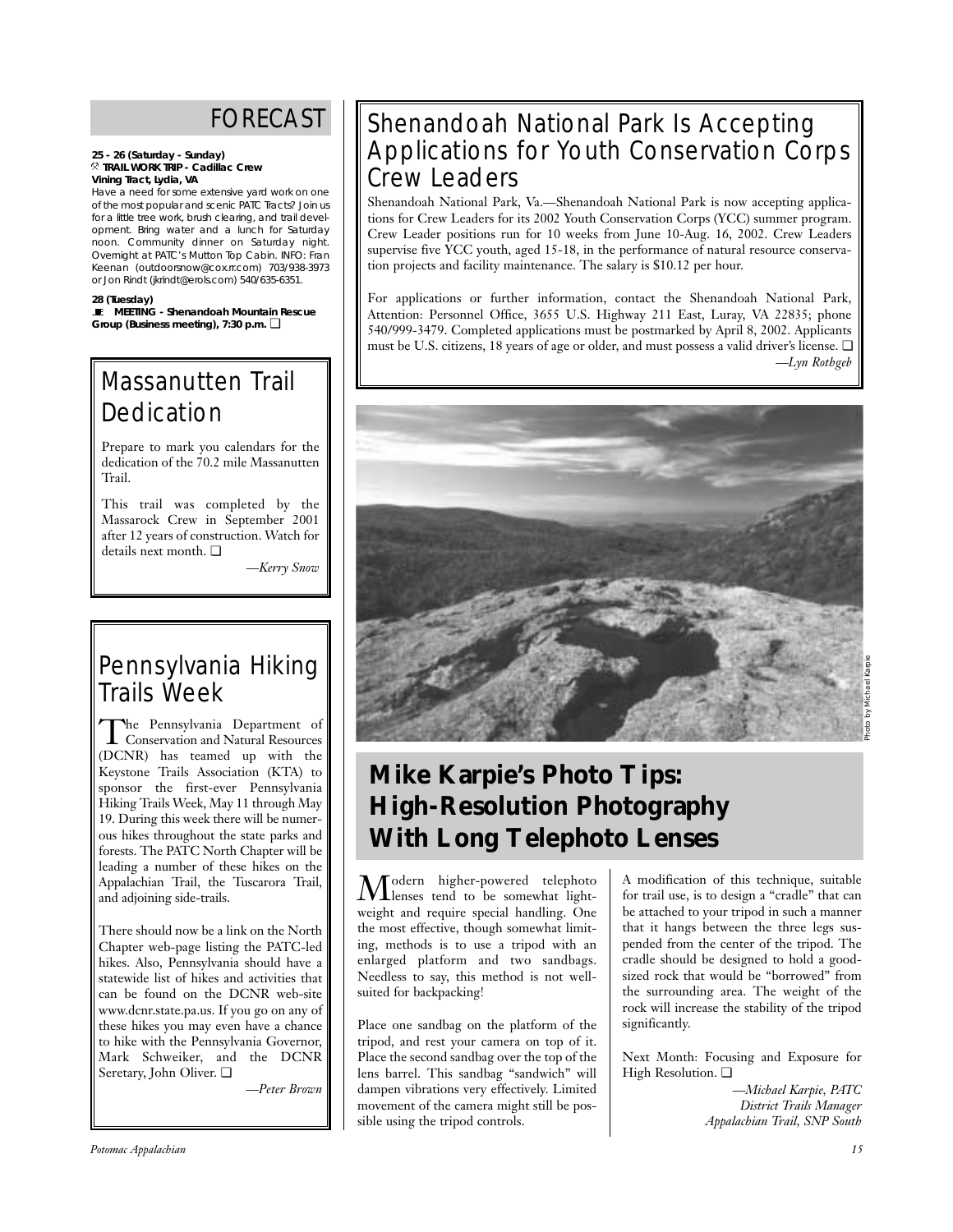## FORECAST

**25 - 26 (Saturday - Sunday)**
**TRAIL WORK TRIP - Cadillac Crew**
**Vining Tract, Lydia, VA**
Have a need for some extensive yard work on one of the most popular and scenic PATC Tracts? Join us for a little tree work, brush clearing, and trail development. Bring water and a lunch for Saturday noon. Community dinner on Saturday night. Overnight at PATC's Mutton Top Cabin. INFO: Fran Keenan (outdoorsnow@cox.rr.com) 703/938-3973 or Jon Rindt (jkrindt@erols.com) 540/635-6351.

**28 (Tuesday)**
**MEETING - Shenandoah Mountain Rescue Group (Business meeting), 7:30 p.m.** ❑

## Massanutten Trail Dedication

Prepare to mark you calendars for the dedication of the 70.2 mile Massanutten Trail.

This trail was completed by the Massarock Crew in September 2001 after 12 years of construction. Watch for details next month. ❑

*—Kerry Snow*

## Pennsylvania Hiking Trails Week

The Pennsylvania Department of Conservation and Natural Resources (DCNR) has teamed up with the Keystone Trails Association (KTA) to sponsor the first-ever Pennsylvania Hiking Trails Week, May 11 through May 19. During this week there will be numerous hikes throughout the state parks and forests. The PATC North Chapter will be leading a number of these hikes on the Appalachian Trail, the Tuscarora Trail, and adjoining side-trails.

There should now be a link on the North Chapter web-page listing the PATC-led hikes. Also, Pennsylvania should have a statewide list of hikes and activities that can be found on the DCNR web-site www.dcnr.state.pa.us. If you go on any of these hikes you may even have a chance to hike with the Pennsylvania Governor, Mark Schweiker, and the DCNR Seretary, John Oliver. ❑

*—Peter Brown*

## Shenandoah National Park Is Accepting Applications for Youth Conservation Corps Crew Leaders

Shenandoah National Park, Va.—Shenandoah National Park is now accepting applications for Crew Leaders for its 2002 Youth Conservation Corps (YCC) summer program. Crew Leader positions run for 10 weeks from June 10-Aug. 16, 2002. Crew Leaders supervise five YCC youth, aged 15-18, in the performance of natural resource conservation projects and facility maintenance. The salary is $10.12 per hour.

For applications or further information, contact the Shenandoah National Park, Attention: Personnel Office, 3655 U.S. Highway 211 East, Luray, VA 22835; phone 540/999-3479. Completed applications must be postmarked by April 8, 2002. Applicants must be U.S. citizens, 18 years of age or older, and must possess a valid driver's license. ❑

*—Lyn Rothgeb*

Photo by Michael Karpie

## Mike Karpie's Photo Tips: High-Resolution Photography With Long Telephoto Lenses

Modern higher-powered telephoto lenses tend to be somewhat lightweight and require special handling. One the most effective, though somewhat limiting, methods is to use a tripod with an enlarged platform and two sandbags. Needless to say, this method is not well-suited for backpacking!

Place one sandbag on the platform of the tripod, and rest your camera on top of it. Place the second sandbag over the top of the lens barrel. This sandbag "sandwich" will dampen vibrations very effectively. Limited movement of the camera might still be possible using the tripod controls.

A modification of this technique, suitable for trail use, is to design a "cradle" that can be attached to your tripod in such a manner that it hangs between the three legs suspended from the center of the tripod. The cradle should be designed to hold a good-sized rock that would be "borrowed" from the surrounding area. The weight of the rock will increase the stability of the tripod significantly.

Next Month: Focusing and Exposure for High Resolution. ❑

*—Michael Karpie, PATC District Trails Manager Appalachian Trail, SNP South*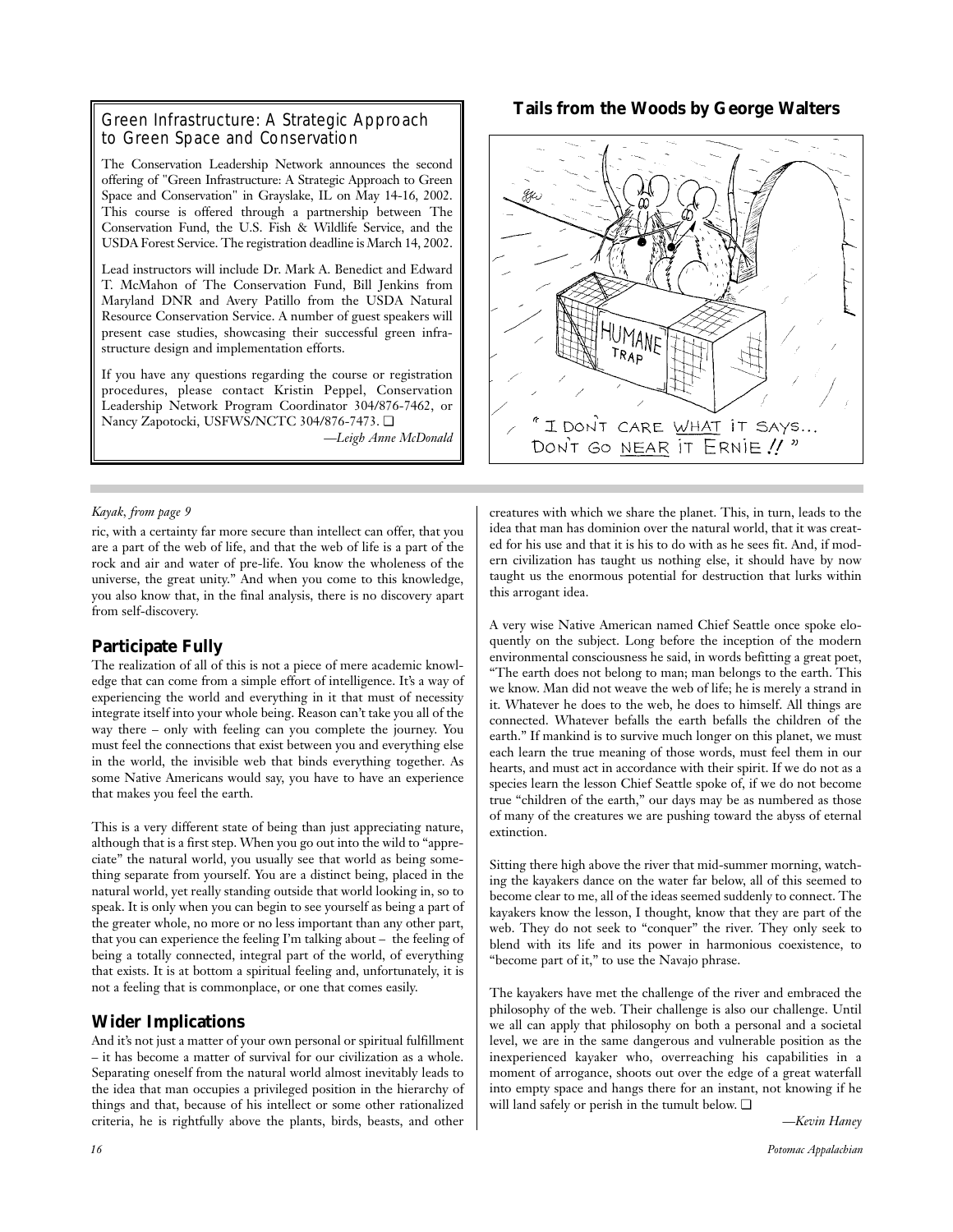## Green Infrastructure: A Strategic Approach to Green Space and Conservation

The Conservation Leadership Network announces the second offering of "Green Infrastructure: A Strategic Approach to Green Space and Conservation" in Grayslake, IL on May 14-16, 2002. This course is offered through a partnership between The Conservation Fund, the U.S. Fish & Wildlife Service, and the USDA Forest Service. The registration deadline is March 14, 2002.

Lead instructors will include Dr. Mark A. Benedict and Edward T. McMahon of The Conservation Fund, Bill Jenkins from Maryland DNR and Avery Patillo from the USDA Natural Resource Conservation Service. A number of guest speakers will present case studies, showcasing their successful green infrastructure design and implementation efforts.

If you have any questions regarding the course or registration procedures, please contact Kristin Peppel, Conservation Leadership Network Program Coordinator 304/876-7462, or Nancy Zapotocki, USFWS/NCTC 304/876-7473. ❑

*—Leigh Anne McDonald*

## Tails from the Woods by George Walters

"I DON'T CARE WHAT IT SAYS... DON'T GO NEAR IT ERNIE !! "

*Kayak, from page 9*

ric, with a certainty far more secure than intellect can offer, that you are a part of the web of life, and that the web of life is a part of the rock and air and water of pre-life. You know the wholeness of the universe, the great unity." And when you come to this knowledge, you also know that, in the final analysis, there is no discovery apart from self-discovery.

### Participate Fully

The realization of all of this is not a piece of mere academic knowledge that can come from a simple effort of intelligence. It's a way of experiencing the world and everything in it that must of necessity integrate itself into your whole being. Reason can't take you all of the way there – only with feeling can you complete the journey. You must feel the connections that exist between you and everything else in the world, the invisible web that binds everything together. As some Native Americans would say, you have to have an experience that makes you feel the earth.

This is a very different state of being than just appreciating nature, although that is a first step. When you go out into the wild to "appreciate" the natural world, you usually see that world as being something separate from yourself. You are a distinct being, placed in the natural world, yet really standing outside that world looking in, so to speak. It is only when you can begin to see yourself as being a part of the greater whole, no more or no less important than any other part, that you can experience the feeling I'm talking about – the feeling of being a totally connected, integral part of the world, of everything that exists. It is at bottom a spiritual feeling and, unfortunately, it is not a feeling that is commonplace, or one that comes easily.

### Wider Implications

And it's not just a matter of your own personal or spiritual fulfillment – it has become a matter of survival for our civilization as a whole. Separating oneself from the natural world almost inevitably leads to the idea that man occupies a privileged position in the hierarchy of things and that, because of his intellect or some other rationalized criteria, he is rightfully above the plants, birds, beasts, and other creatures with which we share the planet. This, in turn, leads to the idea that man has dominion over the natural world, that it was created for his use and that it is his to do with as he sees fit. And, if modern civilization has taught us nothing else, it should have by now taught us the enormous potential for destruction that lurks within this arrogant idea.

A very wise Native American named Chief Seattle once spoke eloquently on the subject. Long before the inception of the modern environmental consciousness he said, in words befitting a great poet, "The earth does not belong to man; man belongs to the earth. This we know. Man did not weave the web of life; he is merely a strand in it. Whatever he does to the web, he does to himself. All things are connected. Whatever befalls the earth befalls the children of the earth." If mankind is to survive much longer on this planet, we must each learn the true meaning of those words, must feel them in our hearts, and must act in accordance with their spirit. If we do not as a species learn the lesson Chief Seattle spoke of, if we do not become true "children of the earth," our days may be as numbered as those of many of the creatures we are pushing toward the abyss of eternal extinction.

Sitting there high above the river that mid-summer morning, watching the kayakers dance on the water far below, all of this seemed to become clear to me, all of the ideas seemed suddenly to connect. The kayakers know the lesson, I thought, know that they are part of the web. They do not seek to "conquer" the river. They only seek to blend with its life and its power in harmonious coexistence, to "become part of it," to use the Navajo phrase.

The kayakers have met the challenge of the river and embraced the philosophy of the web. Their challenge is also our challenge. Until we all can apply that philosophy on both a personal and a societal level, we are in the same dangerous and vulnerable position as the inexperienced kayaker who, overreaching his capabilities in a moment of arrogance, shoots out over the edge of a great waterfall into empty space and hangs there for an instant, not knowing if he will land safely or perish in the tumult below. ❑

*—Kevin Haney*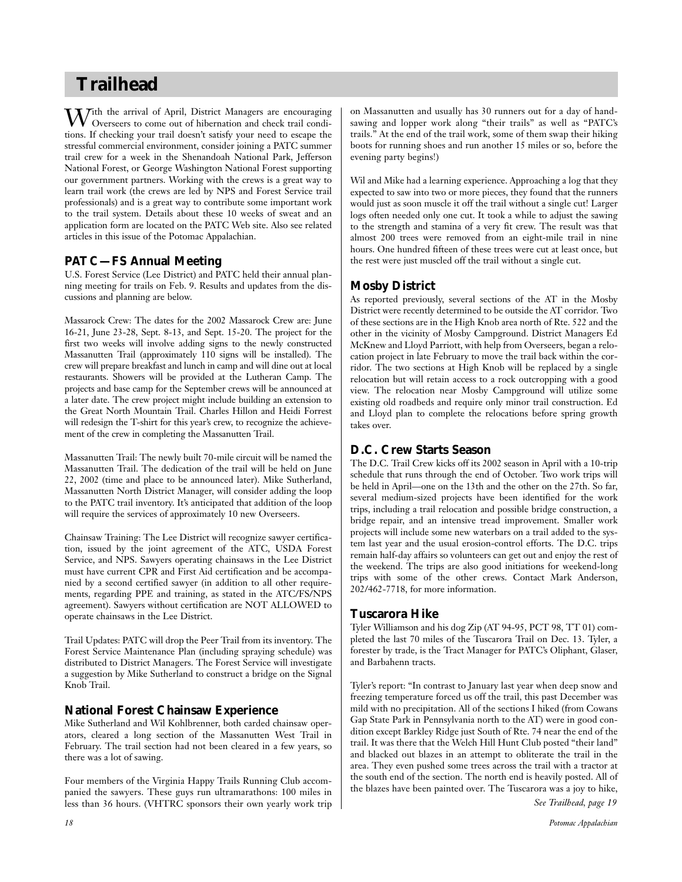# Trailhead

With the arrival of April, District Managers are encouraging Overseers to come out of hibernation and check trail conditions. If checking your trail doesn't satisfy your need to escape the stressful commercial environment, consider joining a PATC summer trail crew for a week in the Shenandoah National Park, Jefferson National Forest, or George Washington National Forest supporting our government partners. Working with the crews is a great way to learn trail work (the crews are led by NPS and Forest Service trail professionals) and is a great way to contribute some important work to the trail system. Details about these 10 weeks of sweat and an application form are located on the PATC Web site. Also see related articles in this issue of the Potomac Appalachian.

## PATC—FS Annual Meeting

U.S. Forest Service (Lee District) and PATC held their annual planning meeting for trails on Feb. 9. Results and updates from the discussions and planning are below.

Massarock Crew: The dates for the 2002 Massarock Crew are: June 16-21, June 23-28, Sept. 8-13, and Sept. 15-20. The project for the first two weeks will involve adding signs to the newly constructed Massanutten Trail (approximately 110 signs will be installed). The crew will prepare breakfast and lunch in camp and will dine out at local restaurants. Showers will be provided at the Lutheran Camp. The projects and base camp for the September crews will be announced at a later date. The crew project might include building an extension to the Great North Mountain Trail. Charles Hillon and Heidi Forrest will redesign the T-shirt for this year's crew, to recognize the achievement of the crew in completing the Massanutten Trail.

Massanutten Trail: The newly built 70-mile circuit will be named the Massanutten Trail. The dedication of the trail will be held on June 22, 2002 (time and place to be announced later). Mike Sutherland, Massanutten North District Manager, will consider adding the loop to the PATC trail inventory. It's anticipated that addition of the loop will require the services of approximately 10 new Overseers.

Chainsaw Training: The Lee District will recognize sawyer certification, issued by the joint agreement of the ATC, USDA Forest Service, and NPS. Sawyers operating chainsaws in the Lee District must have current CPR and First Aid certification and be accompanied by a second certified sawyer (in addition to all other requirements, regarding PPE and training, as stated in the ATC/FS/NPS agreement). Sawyers without certification are NOT ALLOWED to operate chainsaws in the Lee District.

Trail Updates: PATC will drop the Peer Trail from its inventory. The Forest Service Maintenance Plan (including spraying schedule) was distributed to District Managers. The Forest Service will investigate a suggestion by Mike Sutherland to construct a bridge on the Signal Knob Trail.

## National Forest Chainsaw Experience

Mike Sutherland and Wil Kohlbrenner, both carded chainsaw operators, cleared a long section of the Massanutten West Trail in February. The trail section had not been cleared in a few years, so there was a lot of sawing.

Four members of the Virginia Happy Trails Running Club accompanied the sawyers. These guys run ultramarathons: 100 miles in less than 36 hours. (VHTRC sponsors their own yearly work trip on Massanutten and usually has 30 runners out for a day of hand-sawing and lopper work along "their trails" as well as "PATC's trails." At the end of the trail work, some of them swap their hiking boots for running shoes and run another 15 miles or so, before the evening party begins!)

Wil and Mike had a learning experience. Approaching a log that they expected to saw into two or more pieces, they found that the runners would just as soon muscle it off the trail without a single cut! Larger logs often needed only one cut. It took a while to adjust the sawing to the strength and stamina of a very fit crew. The result was that almost 200 trees were removed from an eight-mile trail in nine hours. One hundred fifteen of these trees were cut at least once, but the rest were just muscled off the trail without a single cut.

## Mosby District

As reported previously, several sections of the AT in the Mosby District were recently determined to be outside the AT corridor. Two of these sections are in the High Knob area north of Rte. 522 and the other in the vicinity of Mosby Campground. District Managers Ed McKnew and Lloyd Parriott, with help from Overseers, began a relocation project in late February to move the trail back within the corridor. The two sections at High Knob will be replaced by a single relocation but will retain access to a rock outcropping with a good view. The relocation near Mosby Campground will utilize some existing old roadbeds and require only minor trail construction. Ed and Lloyd plan to complete the relocations before spring growth takes over.

## D.C. Crew Starts Season

The D.C. Trail Crew kicks off its 2002 season in April with a 10-trip schedule that runs through the end of October. Two work trips will be held in April—one on the 13th and the other on the 27th. So far, several medium-sized projects have been identified for the work trips, including a trail relocation and possible bridge construction, a bridge repair, and an intensive tread improvement. Smaller work projects will include some new waterbars on a trail added to the system last year and the usual erosion-control efforts. The D.C. trips remain half-day affairs so volunteers can get out and enjoy the rest of the weekend. The trips are also good initiations for weekend-long trips with some of the other crews. Contact Mark Anderson, 202/462-7718, for more information.

## Tuscarora Hike

Tyler Williamson and his dog Zip (AT 94-95, PCT 98, TT 01) completed the last 70 miles of the Tuscarora Trail on Dec. 13. Tyler, a forester by trade, is the Tract Manager for PATC's Oliphant, Glaser, and Barbahenn tracts.

Tyler's report: "In contrast to January last year when deep snow and freezing temperature forced us off the trail, this past December was mild with no precipitation. All of the sections I hiked (from Cowans Gap State Park in Pennsylvania north to the AT) were in good condition except Barkley Ridge just South of Rte. 74 near the end of the trail. It was there that the Welch Hill Hunt Club posted "their land" and blacked out blazes in an attempt to obliterate the trail in the area. They even pushed some trees across the trail with a tractor at the south end of the section. The north end is heavily posted. All of the blazes have been painted over. The Tuscarora was a joy to hike,

*See Trailhead, page 19*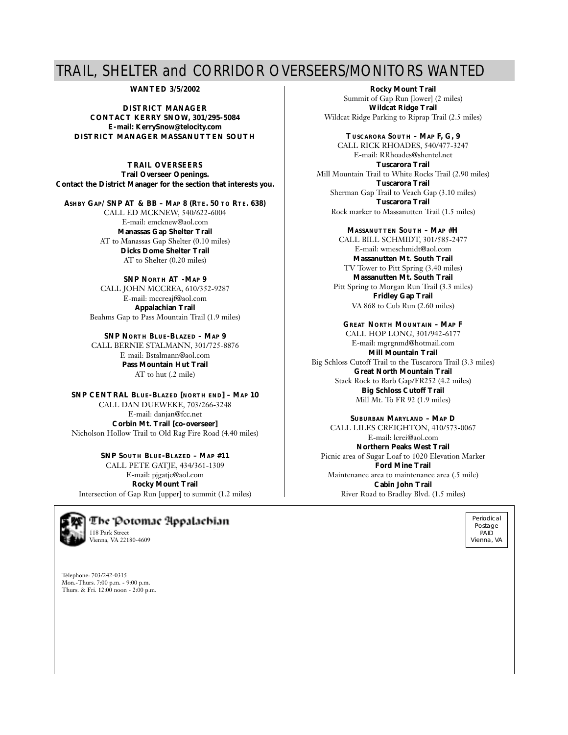# TRAIL, SHELTER and CORRIDOR OVERSEERS/MONITORS WANTED

**WANTED 3/5/2002**

**DISTRICT MANAGER**
**CONTACT KERRY SNOW, 301/295-5084**
**E-mail: KerrySnow@telocity.com**
**DISTRICT MANAGER MASSANUTTEN SOUTH**

**TRAIL OVERSEERS**
**Trail Overseer Openings.**
**Contact the District Manager for the section that interests you.**

**ASHBY GAP/SNP AT & BB – MAP 8 (RTE. 50 TO RTE. 638)**
CALL ED MCKNEW, 540/622-6004
E-mail: emcknew@aol.com
**Manassas Gap Shelter Trail**
AT to Manassas Gap Shelter (0.10 miles)
**Dicks Dome Shelter Trail**
AT to Shelter (0.20 miles)

**SNP NORTH AT -MAP 9**
CALL JOHN MCCREA, 610/352-9287
E-mail: mccreajf@aol.com
**Appalachian Trail**
Beahms Gap to Pass Mountain Trail (1.9 miles)

**SNP NORTH BLUE-BLAZED – MAP 9**
CALL BERNIE STALMANN, 301/725-8876
E-mail: Bstalmann@aol.com
**Pass Mountain Hut Trail**
AT to hut (.2 mile)

**SNP CENTRAL BLUE-BLAZED [NORTH END] – MAP 10**
CALL DAN DUEWEKE, 703/266-3248
E-mail: danjan@fcc.net
**Corbin Mt. Trail [co-overseer]**
Nicholson Hollow Trail to Old Rag Fire Road (4.40 miles)

**SNP SOUTH BLUE-BLAZED – MAP #11**
CALL PETE GATJE, 434/361-1309
E-mail: pjgatje@aol.com
**Rocky Mount Trail**
Intersection of Gap Run [upper] to summit (1.2 miles)
**Rocky Mount Trail**
Summit of Gap Run [lower] (2 miles)
**Wildcat Ridge Trail**
Wildcat Ridge Parking to Riprap Trail (2.5 miles)

**TUSCARORA SOUTH – MAP F, G, 9**
CALL RICK RHOADES, 540/477-3247
E-mail: RRhoades@shentel.net
**Tuscarora Trail**
Mill Mountain Trail to White Rocks Trail (2.90 miles)
**Tuscarora Trail**
Sherman Gap Trail to Veach Gap (3.10 miles)
**Tuscarora Trail**
Rock marker to Massanutten Trail (1.5 miles)

**MASSANUTTEN SOUTH – MAP #H**
CALL BILL SCHMIDT, 301/585-2477
E-mail: wmeschmidt@aol.com
**Massanutten Mt. South Trail**
TV Tower to Pitt Spring (3.40 miles)
**Massanutten Mt. South Trail**
Pitt Spring to Morgan Run Trail (3.3 miles)
**Fridley Gap Trail**
VA 868 to Cub Run (2.60 miles)

**GREAT NORTH MOUNTAIN – MAP F**
CALL HOP LONG, 301/942-6177
E-mail: mgrgnmd@hotmail.com
**Mill Mountain Trail**
Big Schloss Cutoff Trail to the Tuscarora Trail (3.3 miles)
**Great North Mountain Trail**
Stack Rock to Barb Gap/FR252 (4.2 miles)
**Big Schloss Cutoff Trail**
Mill Mt. To FR 92 (1.9 miles)

**SUBURBAN MARYLAND – MAP D**
CALL LILES CREIGHTON, 410/573-0067
E-mail: lcrei@aol.com
**Northern Peaks West Trail**
Picnic area of Sugar Loaf to 1020 Elevation Marker
**Ford Mine Trail**
Maintenance area to maintenance area (.5 mile)
**Cabin John Trail**
River Road to Bradley Blvd. (1.5 miles)

The Potomac Appalachian
118 Park Street
Vienna, VA 22180-4609

Periodical Postage PAID Vienna, VA

Telephone: 703/242-0315
Mon.-Thurs. 7:00 p.m. - 9:00 p.m.
Thurs. & Fri. 12:00 noon - 2:00 p.m.